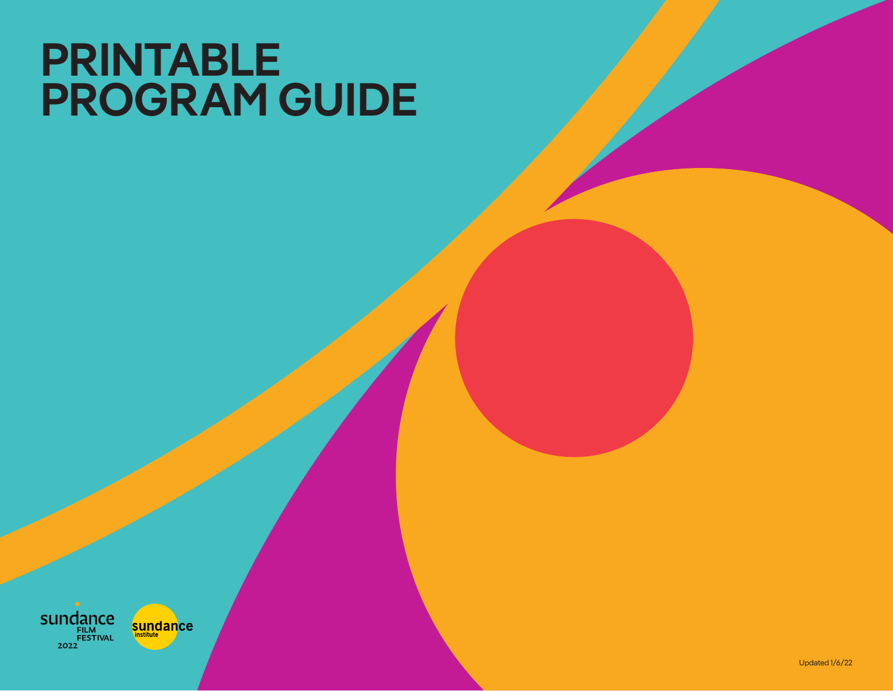# PRINTABLE PROGRAM GUIDE

sundance FILM FESTIVAL 2022

sundance institute

Updated 1/6/22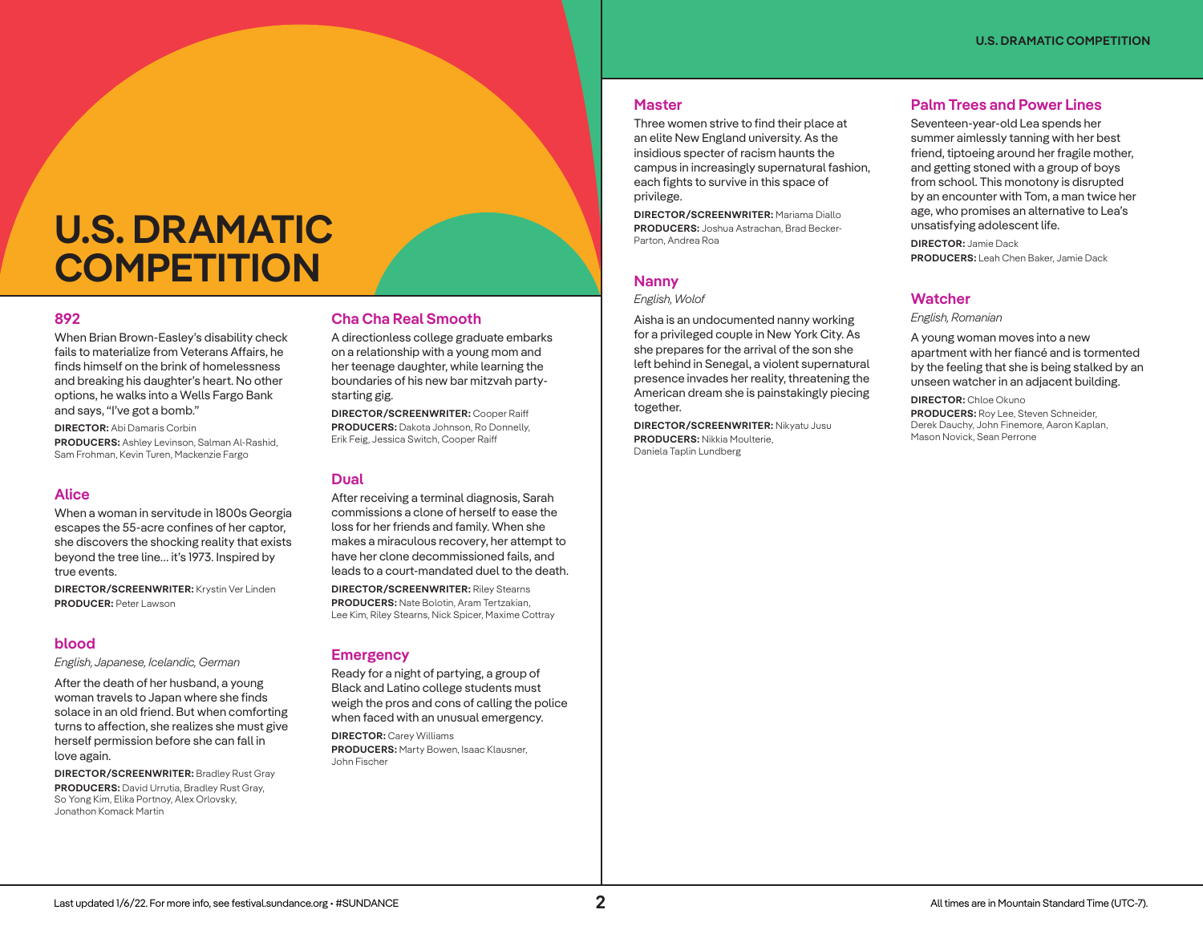# U.S. DRAMATIC COMPETITION

## 892

When Brian Brown-Easley's disability check fails to materialize from Veterans Affairs, he finds himself on the brink of homelessness and breaking his daughter's heart. No other options, he walks into a Wells Fargo Bank and says, "I've got a bomb."

**DIRECTOR:** Abi Damaris Corbin
**PRODUCERS:** Ashley Levinson, Salman Al-Rashid, Sam Frohman, Kevin Turen, Mackenzie Fargo

## Alice

When a woman in servitude in 1800s Georgia escapes the 55-acre confines of her captor, she discovers the shocking reality that exists beyond the tree line… it's 1973. Inspired by true events.

**DIRECTOR/SCREENWRITER:** Krystin Ver Linden
**PRODUCER:** Peter Lawson

## blood

*English, Japanese, Icelandic, German*

After the death of her husband, a young woman travels to Japan where she finds solace in an old friend. But when comforting turns to affection, she realizes she must give herself permission before she can fall in love again.

**DIRECTOR/SCREENWRITER:** Bradley Rust Gray
**PRODUCERS:** David Urrutia, Bradley Rust Gray, So Yong Kim, Elika Portnoy, Alex Orlovsky, Jonathon Komack Martin

## Cha Cha Real Smooth

A directionless college graduate embarks on a relationship with a young mom and her teenage daughter, while learning the boundaries of his new bar mitzvah party-starting gig.

**DIRECTOR/SCREENWRITER:** Cooper Raiff
**PRODUCERS:** Dakota Johnson, Ro Donnelly, Erik Feig, Jessica Switch, Cooper Raiff

## Dual

After receiving a terminal diagnosis, Sarah commissions a clone of herself to ease the loss for her friends and family. When she makes a miraculous recovery, her attempt to have her clone decommissioned fails, and leads to a court-mandated duel to the death.

**DIRECTOR/SCREENWRITER:** Riley Stearns
**PRODUCERS:** Nate Bolotin, Aram Tertzakian, Lee Kim, Riley Stearns, Nick Spicer, Maxime Cottray

## Emergency

Ready for a night of partying, a group of Black and Latino college students must weigh the pros and cons of calling the police when faced with an unusual emergency.

**DIRECTOR:** Carey Williams
**PRODUCERS:** Marty Bowen, Isaac Klausner, John Fischer

## Master

Three women strive to find their place at an elite New England university. As the insidious specter of racism haunts the campus in increasingly supernatural fashion, each fights to survive in this space of privilege.

**DIRECTOR/SCREENWRITER:** Mariama Diallo
**PRODUCERS:** Joshua Astrachan, Brad Becker-Parton, Andrea Roa

## Nanny

*English, Wolof*

Aisha is an undocumented nanny working for a privileged couple in New York City. As she prepares for the arrival of the son she left behind in Senegal, a violent supernatural presence invades her reality, threatening the American dream she is painstakingly piecing together.

**DIRECTOR/SCREENWRITER:** Nikyatu Jusu
**PRODUCERS:** Nikkia Moulterie, Daniela Taplin Lundberg

## Palm Trees and Power Lines

Seventeen-year-old Lea spends her summer aimlessly tanning with her best friend, tiptoeing around her fragile mother, and getting stoned with a group of boys from school. This monotony is disrupted by an encounter with Tom, a man twice her age, who promises an alternative to Lea's unsatisfying adolescent life.

**DIRECTOR:** Jamie Dack
**PRODUCERS:** Leah Chen Baker, Jamie Dack

## Watcher

*English, Romanian*

A young woman moves into a new apartment with her fiancé and is tormented by the feeling that she is being stalked by an unseen watcher in an adjacent building.

**DIRECTOR:** Chloe Okuno
**PRODUCERS:** Roy Lee, Steven Schneider, Derek Dauchy, John Finemore, Aaron Kaplan, Mason Novick, Sean Perrone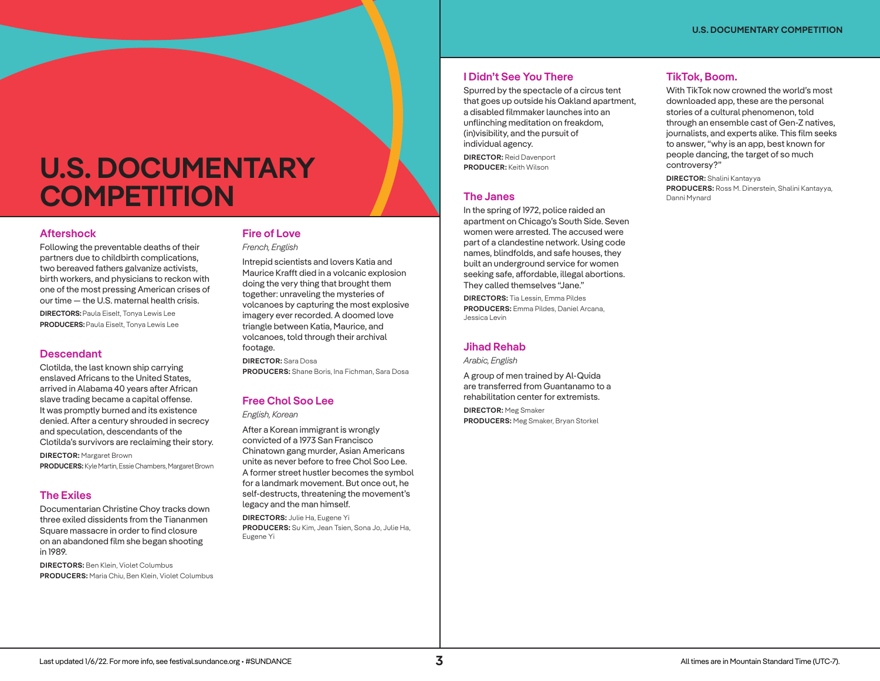# U.S. DOCUMENTARY COMPETITION

## Aftershock

Following the preventable deaths of their partners due to childbirth complications, two bereaved fathers galvanize activists, birth workers, and physicians to reckon with one of the most pressing American crises of our time — the U.S. maternal health crisis.

**DIRECTORS:** Paula Eiselt, Tonya Lewis Lee
**PRODUCERS:** Paula Eiselt, Tonya Lewis Lee

## Descendant

Clotilda, the last known ship carrying enslaved Africans to the United States, arrived in Alabama 40 years after African slave trading became a capital offense. It was promptly burned and its existence denied. After a century shrouded in secrecy and speculation, descendants of the Clotilda's survivors are reclaiming their story.

**DIRECTOR:** Margaret Brown
**PRODUCERS:** Kyle Martin, Essie Chambers, Margaret Brown

## The Exiles

Documentarian Christine Choy tracks down three exiled dissidents from the Tiananmen Square massacre in order to find closure on an abandoned film she began shooting in 1989.

**DIRECTORS:** Ben Klein, Violet Columbus
**PRODUCERS:** Maria Chiu, Ben Klein, Violet Columbus

## Fire of Love

*French, English*

Intrepid scientists and lovers Katia and Maurice Krafft died in a volcanic explosion doing the very thing that brought them together: unraveling the mysteries of volcanoes by capturing the most explosive imagery ever recorded. A doomed love triangle between Katia, Maurice, and volcanoes, told through their archival footage.

**DIRECTOR:** Sara Dosa
**PRODUCERS:** Shane Boris, Ina Fichman, Sara Dosa

## Free Chol Soo Lee

*English, Korean*

After a Korean immigrant is wrongly convicted of a 1973 San Francisco Chinatown gang murder, Asian Americans unite as never before to free Chol Soo Lee. A former street hustler becomes the symbol for a landmark movement. But once out, he self-destructs, threatening the movement's legacy and the man himself.

**DIRECTORS:** Julie Ha, Eugene Yi
**PRODUCERS:** Su Kim, Jean Tsien, Sona Jo, Julie Ha, Eugene Yi

## I Didn't See You There

Spurred by the spectacle of a circus tent that goes up outside his Oakland apartment, a disabled filmmaker launches into an unflinching meditation on freakdom, (in)visibility, and the pursuit of individual agency.

**DIRECTOR:** Reid Davenport
**PRODUCER:** Keith Wilson

## The Janes

In the spring of 1972, police raided an apartment on Chicago's South Side. Seven women were arrested. The accused were part of a clandestine network. Using code names, blindfolds, and safe houses, they built an underground service for women seeking safe, affordable, illegal abortions. They called themselves "Jane."

**DIRECTORS:** Tia Lessin, Emma Pildes
**PRODUCERS:** Emma Pildes, Daniel Arcana, Jessica Levin

## Jihad Rehab

*Arabic, English*

A group of men trained by Al-Quida are transferred from Guantanamo to a rehabilitation center for extremists.

**DIRECTOR:** Meg Smaker
**PRODUCERS:** Meg Smaker, Bryan Storkel

## TikTok, Boom.

With TikTok now crowned the world's most downloaded app, these are the personal stories of a cultural phenomenon, told through an ensemble cast of Gen-Z natives, journalists, and experts alike. This film seeks to answer, "why is an app, best known for people dancing, the target of so much controversy?"

**DIRECTOR:** Shalini Kantayya
**PRODUCERS:** Ross M. Dinerstein, Shalini Kantayya, Danni Mynard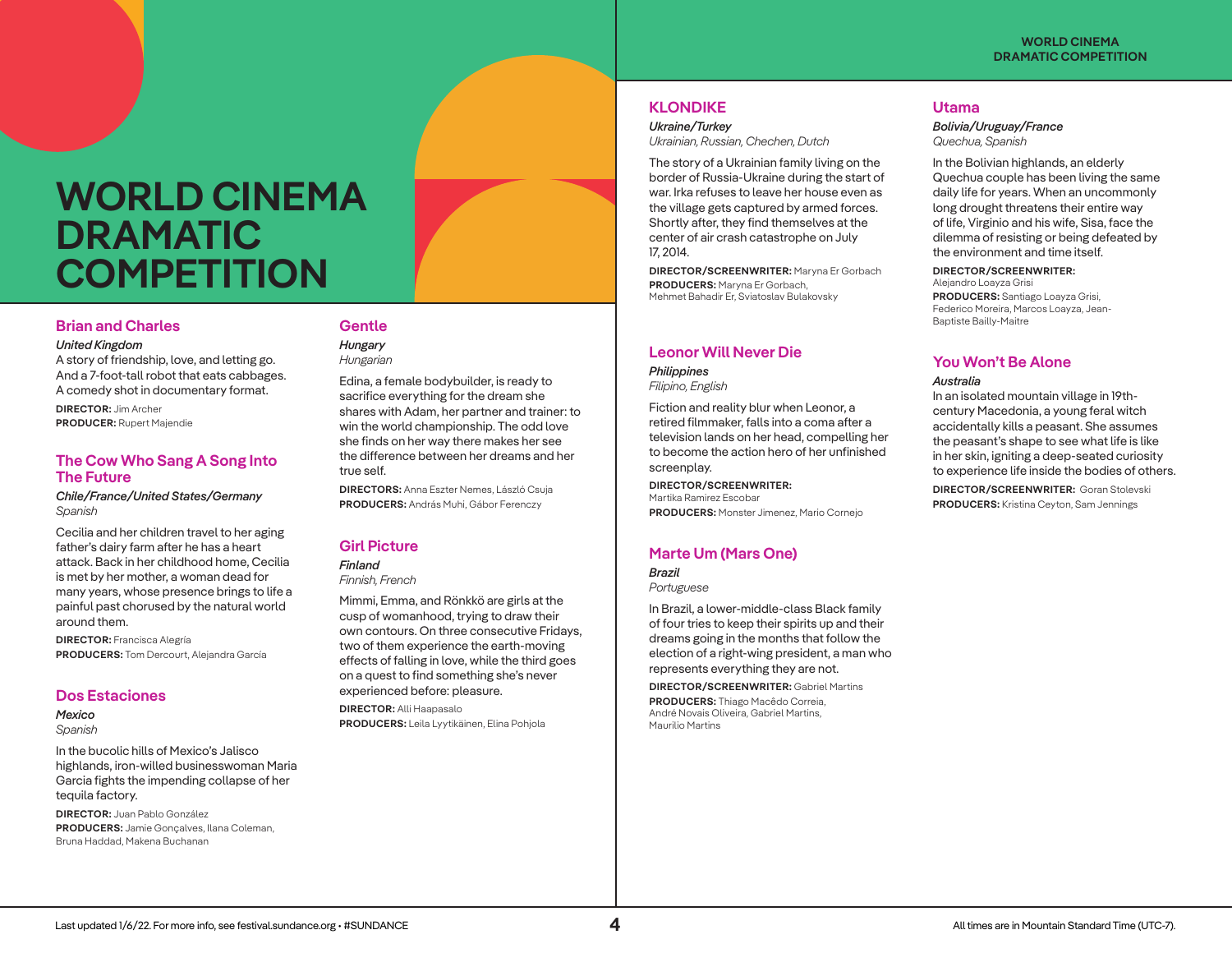# WORLD CINEMA DRAMATIC COMPETITION

## Brian and Charles

*United Kingdom*

A story of friendship, love, and letting go. And a 7-foot-tall robot that eats cabbages. A comedy shot in documentary format.

**DIRECTOR:** Jim Archer
**PRODUCER:** Rupert Majendie

## The Cow Who Sang A Song Into The Future

*Chile/France/United States/Germany*
*Spanish*

Cecilia and her children travel to her aging father's dairy farm after he has a heart attack. Back in her childhood home, Cecilia is met by her mother, a woman dead for many years, whose presence brings to life a painful past chorused by the natural world around them.

**DIRECTOR:** Francisca Alegría
**PRODUCERS:** Tom Dercourt, Alejandra García

## Dos Estaciones

*Mexico*
*Spanish*

In the bucolic hills of Mexico's Jalisco highlands, iron-willed businesswoman Maria Garcia fights the impending collapse of her tequila factory.

**DIRECTOR:** Juan Pablo González
**PRODUCERS:** Jamie Gonçalves, Ilana Coleman, Bruna Haddad, Makena Buchanan

## Gentle

*Hungary*
*Hungarian*

Edina, a female bodybuilder, is ready to sacrifice everything for the dream she shares with Adam, her partner and trainer: to win the world championship. The odd love she finds on her way there makes her see the difference between her dreams and her true self.

**DIRECTORS:** Anna Eszter Nemes, László Csuja
**PRODUCERS:** András Muhi, Gábor Ferenczy

## Girl Picture

*Finland*
*Finnish, French*

Mimmi, Emma, and Rönkkö are girls at the cusp of womanhood, trying to draw their own contours. On three consecutive Fridays, two of them experience the earth-moving effects of falling in love, while the third goes on a quest to find something she's never experienced before: pleasure.

**DIRECTOR:** Alli Haapasalo
**PRODUCERS:** Leila Lyytikäinen, Elina Pohjola

## KLONDIKE

*Ukraine/Turkey*
*Ukrainian, Russian, Chechen, Dutch*

The story of a Ukrainian family living on the border of Russia-Ukraine during the start of war. Irka refuses to leave her house even as the village gets captured by armed forces. Shortly after, they find themselves at the center of air crash catastrophe on July 17, 2014.

**DIRECTOR/SCREENWRITER:** Maryna Er Gorbach
**PRODUCERS:** Maryna Er Gorbach, Mehmet Bahadir Er, Sviatoslav Bulakovsky

## Leonor Will Never Die

*Philippines*
*Filipino, English*

Fiction and reality blur when Leonor, a retired filmmaker, falls into a coma after a television lands on her head, compelling her to become the action hero of her unfinished screenplay.

**DIRECTOR/SCREENWRITER:** Martika Ramirez Escobar
**PRODUCERS:** Monster Jimenez, Mario Cornejo

## Marte Um (Mars One)

*Brazil*
*Portuguese*

In Brazil, a lower-middle-class Black family of four tries to keep their spirits up and their dreams going in the months that follow the election of a right-wing president, a man who represents everything they are not.

**DIRECTOR/SCREENWRITER:** Gabriel Martins
**PRODUCERS:** Thiago Macêdo Correia, André Novais Oliveira, Gabriel Martins, Maurilio Martins

## Utama

*Bolivia/Uruguay/France*
*Quechua, Spanish*

In the Bolivian highlands, an elderly Quechua couple has been living the same daily life for years. When an uncommonly long drought threatens their entire way of life, Virginio and his wife, Sisa, face the dilemma of resisting or being defeated by the environment and time itself.

**DIRECTOR/SCREENWRITER:** Alejandro Loayza Grisi
**PRODUCERS:** Santiago Loayza Grisi, Federico Moreira, Marcos Loayza, Jean-Baptiste Bailly-Maitre

## You Won't Be Alone

*Australia*

In an isolated mountain village in 19th-century Macedonia, a young feral witch accidentally kills a peasant. She assumes the peasant's shape to see what life is like in her skin, igniting a deep-seated curiosity to experience life inside the bodies of others.

**DIRECTOR/SCREENWRITER:** Goran Stolevski
**PRODUCERS:** Kristina Ceyton, Sam Jennings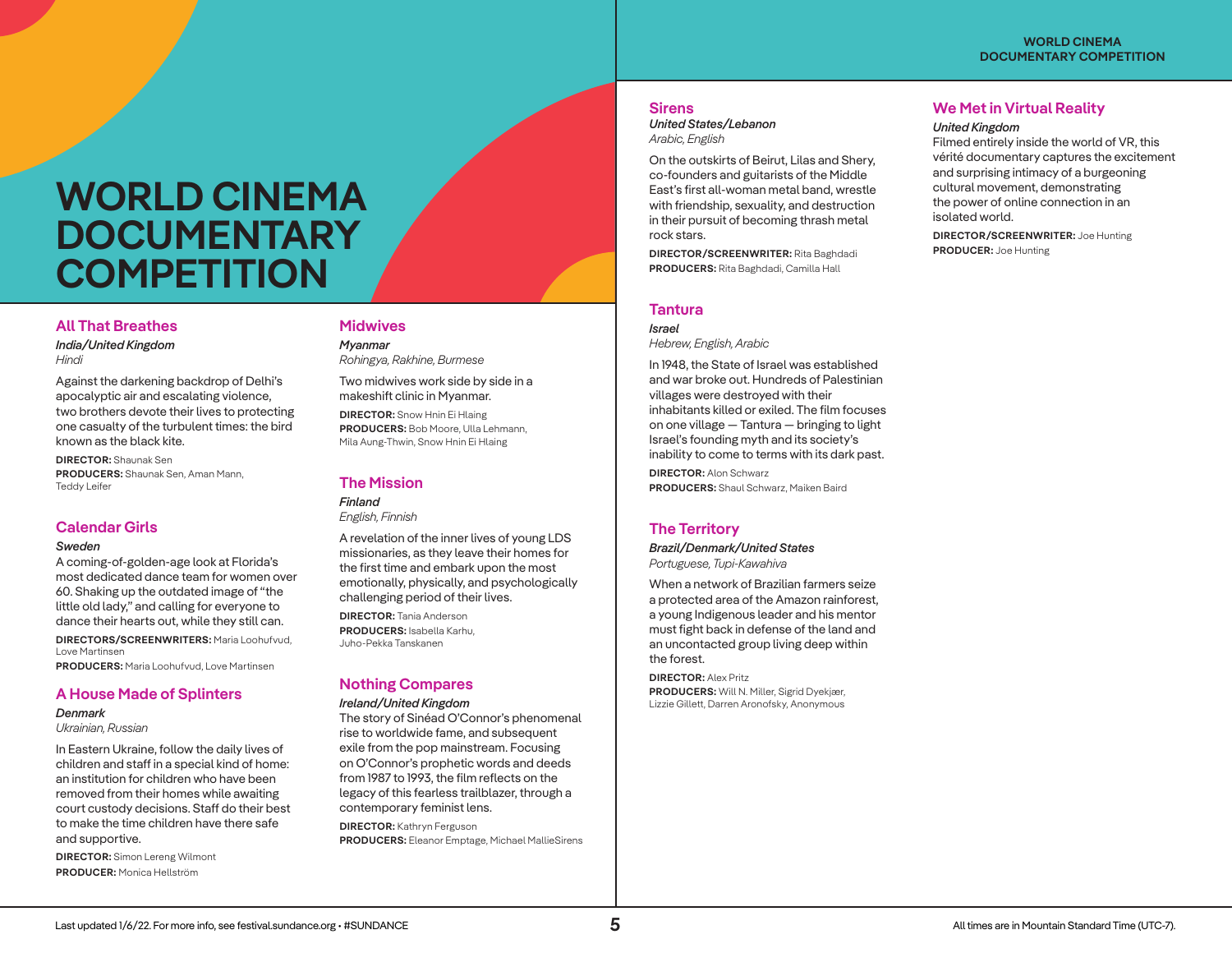# WORLD CINEMA DOCUMENTARY COMPETITION

## All That Breathes

***India/United Kingdom***
*Hindi*

Against the darkening backdrop of Delhi's apocalyptic air and escalating violence, two brothers devote their lives to protecting one casualty of the turbulent times: the bird known as the black kite.

**DIRECTOR:** Shaunak Sen
**PRODUCERS:** Shaunak Sen, Aman Mann, Teddy Leifer

## Calendar Girls

***Sweden***

A coming-of-golden-age look at Florida's most dedicated dance team for women over 60. Shaking up the outdated image of "the little old lady," and calling for everyone to dance their hearts out, while they still can.

**DIRECTORS/SCREENWRITERS:** Maria Loohufvud, Love Martinsen
**PRODUCERS:** Maria Loohufvud, Love Martinsen

## A House Made of Splinters

***Denmark***
*Ukrainian, Russian*

In Eastern Ukraine, follow the daily lives of children and staff in a special kind of home: an institution for children who have been removed from their homes while awaiting court custody decisions. Staff do their best to make the time children have there safe and supportive.

**DIRECTOR:** Simon Lereng Wilmont
**PRODUCER:** Monica Hellström

## Midwives

***Myanmar***
*Rohingya, Rakhine, Burmese*

Two midwives work side by side in a makeshift clinic in Myanmar.

**DIRECTOR:** Snow Hnin Ei Hlaing
**PRODUCERS:** Bob Moore, Ulla Lehmann, Mila Aung-Thwin, Snow Hnin Ei Hlaing

## The Mission

***Finland***
*English, Finnish*

A revelation of the inner lives of young LDS missionaries, as they leave their homes for the first time and embark upon the most emotionally, physically, and psychologically challenging period of their lives.

**DIRECTOR:** Tania Anderson
**PRODUCERS:** Isabella Karhu, Juho-Pekka Tanskanen

## Nothing Compares

***Ireland/United Kingdom***

The story of Sinéad O'Connor's phenomenal rise to worldwide fame, and subsequent exile from the pop mainstream. Focusing on O'Connor's prophetic words and deeds from 1987 to 1993, the film reflects on the legacy of this fearless trailblazer, through a contemporary feminist lens.

**DIRECTOR:** Kathryn Ferguson
**PRODUCERS:** Eleanor Emptage, Michael MallieSirens

## Sirens

***United States/Lebanon***
*Arabic, English*

On the outskirts of Beirut, Lilas and Shery, co-founders and guitarists of the Middle East's first all-woman metal band, wrestle with friendship, sexuality, and destruction in their pursuit of becoming thrash metal rock stars.

**DIRECTOR/SCREENWRITER:** Rita Baghdadi
**PRODUCERS:** Rita Baghdadi, Camilla Hall

## Tantura

***Israel***
*Hebrew, English, Arabic*

In 1948, the State of Israel was established and war broke out. Hundreds of Palestinian villages were destroyed with their inhabitants killed or exiled. The film focuses on one village — Tantura — bringing to light Israel's founding myth and its society's inability to come to terms with its dark past.

**DIRECTOR:** Alon Schwarz
**PRODUCERS:** Shaul Schwarz, Maiken Baird

## The Territory

***Brazil/Denmark/United States***
*Portuguese, Tupi-Kawahiva*

When a network of Brazilian farmers seize a protected area of the Amazon rainforest, a young Indigenous leader and his mentor must fight back in defense of the land and an uncontacted group living deep within the forest.

**DIRECTOR:** Alex Pritz
**PRODUCERS:** Will N. Miller, Sigrid Dyekjær, Lizzie Gillett, Darren Aronofsky, Anonymous

## We Met in Virtual Reality

***United Kingdom***

Filmed entirely inside the world of VR, this vérité documentary captures the excitement and surprising intimacy of a burgeoning cultural movement, demonstrating the power of online connection in an isolated world.

**DIRECTOR/SCREENWRITER:** Joe Hunting
**PRODUCER:** Joe Hunting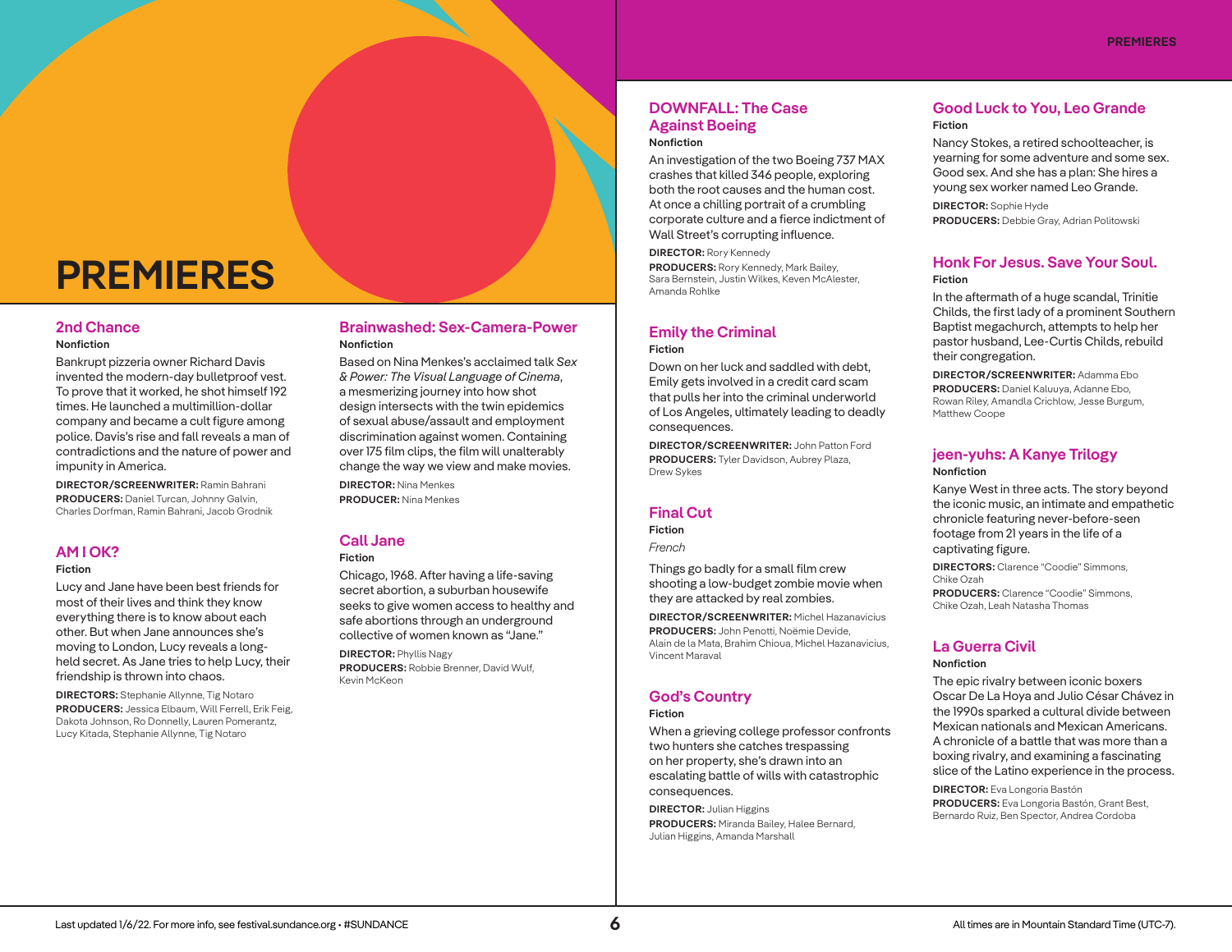# PREMIERES

## 2nd Chance

**Nonfiction**

Bankrupt pizzeria owner Richard Davis invented the modern-day bulletproof vest. To prove that it worked, he shot himself 192 times. He launched a multimillion-dollar company and became a cult figure among police. Davis's rise and fall reveals a man of contradictions and the nature of power and impunity in America.

**DIRECTOR/SCREENWRITER:** Ramin Bahrani
**PRODUCERS:** Daniel Turcan, Johnny Galvin, Charles Dorfman, Ramin Bahrani, Jacob Grodnik

## AM I OK?

**Fiction**

Lucy and Jane have been best friends for most of their lives and think they know everything there is to know about each other. But when Jane announces she's moving to London, Lucy reveals a long-held secret. As Jane tries to help Lucy, their friendship is thrown into chaos.

**DIRECTORS:** Stephanie Allynne, Tig Notaro
**PRODUCERS:** Jessica Elbaum, Will Ferrell, Erik Feig, Dakota Johnson, Ro Donnelly, Lauren Pomerantz, Lucy Kitada, Stephanie Allynne, Tig Notaro

## Brainwashed: Sex-Camera-Power

**Nonfiction**

Based on Nina Menkes's acclaimed talk *Sex & Power: The Visual Language of Cinema*, a mesmerizing journey into how shot design intersects with the twin epidemics of sexual abuse/assault and employment discrimination against women. Containing over 175 film clips, the film will unalterably change the way we view and make movies.

**DIRECTOR:** Nina Menkes
**PRODUCER:** Nina Menkes

## Call Jane

**Fiction**

Chicago, 1968. After having a life-saving secret abortion, a suburban housewife seeks to give women access to healthy and safe abortions through an underground collective of women known as "Jane."

**DIRECTOR:** Phyllis Nagy
**PRODUCERS:** Robbie Brenner, David Wulf, Kevin McKeon

## DOWNFALL: The Case Against Boeing

**Nonfiction**

An investigation of the two Boeing 737 MAX crashes that killed 346 people, exploring both the root causes and the human cost. At once a chilling portrait of a crumbling corporate culture and a fierce indictment of Wall Street's corrupting influence.

**DIRECTOR:** Rory Kennedy
**PRODUCERS:** Rory Kennedy, Mark Bailey, Sara Bernstein, Justin Wilkes, Keven McAlester, Amanda Rohlke

## Emily the Criminal

**Fiction**

Down on her luck and saddled with debt, Emily gets involved in a credit card scam that pulls her into the criminal underworld of Los Angeles, ultimately leading to deadly consequences.

**DIRECTOR/SCREENWRITER:** John Patton Ford
**PRODUCERS:** Tyler Davidson, Aubrey Plaza, Drew Sykes

## Final Cut

**Fiction**

*French*

Things go badly for a small film crew shooting a low-budget zombie movie when they are attacked by real zombies.

**DIRECTOR/SCREENWRITER:** Michel Hazanavicius
**PRODUCERS:** John Penotti, Noëmie Devide, Alain de la Mata, Brahim Chioua, Michel Hazanavicius, Vincent Maraval

## God's Country

**Fiction**

When a grieving college professor confronts two hunters she catches trespassing on her property, she's drawn into an escalating battle of wills with catastrophic consequences.

**DIRECTOR:** Julian Higgins
**PRODUCERS:** Miranda Bailey, Halee Bernard, Julian Higgins, Amanda Marshall

## Good Luck to You, Leo Grande

**Fiction**

Nancy Stokes, a retired schoolteacher, is yearning for some adventure and some sex. Good sex. And she has a plan: She hires a young sex worker named Leo Grande.

**DIRECTOR:** Sophie Hyde
**PRODUCERS:** Debbie Gray, Adrian Politowski

## Honk For Jesus. Save Your Soul.

**Fiction**

In the aftermath of a huge scandal, Trinitie Childs, the first lady of a prominent Southern Baptist megachurch, attempts to help her pastor husband, Lee-Curtis Childs, rebuild their congregation.

**DIRECTOR/SCREENWRITER:** Adamma Ebo
**PRODUCERS:** Daniel Kaluuya, Adanne Ebo, Rowan Riley, Amandla Crichlow, Jesse Burgum, Matthew Coope

## jeen-yuhs: A Kanye Trilogy

**Nonfiction**

Kanye West in three acts. The story beyond the iconic music, an intimate and empathetic chronicle featuring never-before-seen footage from 21 years in the life of a captivating figure.

**DIRECTORS:** Clarence "Coodie" Simmons, Chike Ozah
**PRODUCERS:** Clarence "Coodie" Simmons, Chike Ozah, Leah Natasha Thomas

## La Guerra Civil

**Nonfiction**

The epic rivalry between iconic boxers Oscar De La Hoya and Julio César Chávez in the 1990s sparked a cultural divide between Mexican nationals and Mexican Americans. A chronicle of a battle that was more than a boxing rivalry, and examining a fascinating slice of the Latino experience in the process.

**DIRECTOR:** Eva Longoria Bastón
**PRODUCERS:** Eva Longoria Bastón, Grant Best, Bernardo Ruiz, Ben Spector, Andrea Cordoba

Last updated 1/6/22. For more info, see festival.sundance.org • #SUNDANCE

All times are in Mountain Standard Time (UTC-7).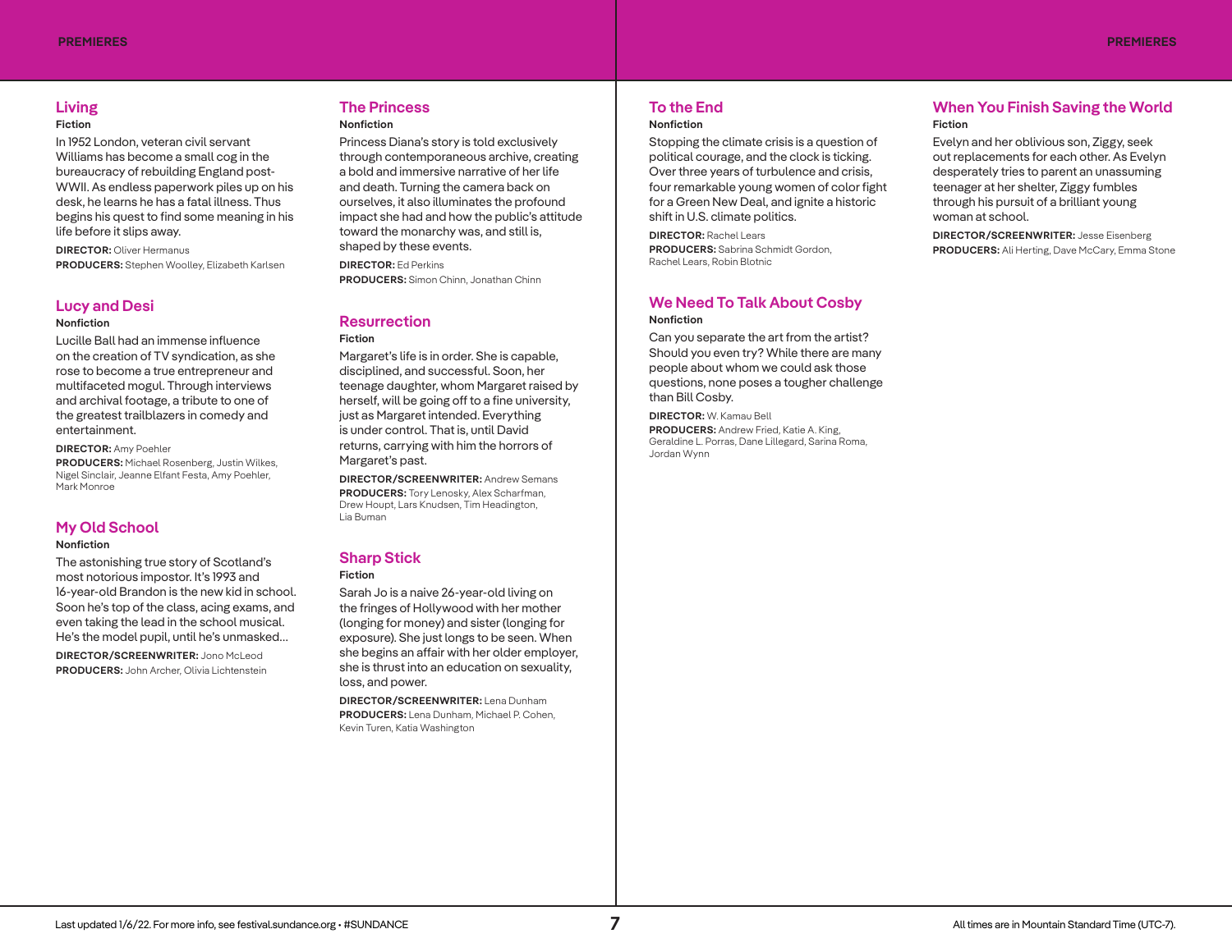## Living

**Fiction**

In 1952 London, veteran civil servant Williams has become a small cog in the bureaucracy of rebuilding England post-WWII. As endless paperwork piles up on his desk, he learns he has a fatal illness. Thus begins his quest to find some meaning in his life before it slips away.

**DIRECTOR:** Oliver Hermanus
**PRODUCERS:** Stephen Woolley, Elizabeth Karlsen

## Lucy and Desi

**Nonfiction**

Lucille Ball had an immense influence on the creation of TV syndication, as she rose to become a true entrepreneur and multifaceted mogul. Through interviews and archival footage, a tribute to one of the greatest trailblazers in comedy and entertainment.

**DIRECTOR:** Amy Poehler
**PRODUCERS:** Michael Rosenberg, Justin Wilkes, Nigel Sinclair, Jeanne Elfant Festa, Amy Poehler, Mark Monroe

## My Old School

**Nonfiction**

The astonishing true story of Scotland's most notorious impostor. It's 1993 and 16-year-old Brandon is the new kid in school. Soon he's top of the class, acing exams, and even taking the lead in the school musical. He's the model pupil, until he's unmasked...

**DIRECTOR/SCREENWRITER:** Jono McLeod
**PRODUCERS:** John Archer, Olivia Lichtenstein

## The Princess

**Nonfiction**

Princess Diana's story is told exclusively through contemporaneous archive, creating a bold and immersive narrative of her life and death. Turning the camera back on ourselves, it also illuminates the profound impact she had and how the public's attitude toward the monarchy was, and still is, shaped by these events.

**DIRECTOR:** Ed Perkins
**PRODUCERS:** Simon Chinn, Jonathan Chinn

## Resurrection

**Fiction**

Margaret's life is in order. She is capable, disciplined, and successful. Soon, her teenage daughter, whom Margaret raised by herself, will be going off to a fine university, just as Margaret intended. Everything is under control. That is, until David returns, carrying with him the horrors of Margaret's past.

**DIRECTOR/SCREENWRITER:** Andrew Semans
**PRODUCERS:** Tory Lenosky, Alex Scharfman, Drew Houpt, Lars Knudsen, Tim Headington, Lia Buman

## Sharp Stick

**Fiction**

Sarah Jo is a naive 26-year-old living on the fringes of Hollywood with her mother (longing for money) and sister (longing for exposure). She just longs to be seen. When she begins an affair with her older employer, she is thrust into an education on sexuality, loss, and power.

**DIRECTOR/SCREENWRITER:** Lena Dunham
**PRODUCERS:** Lena Dunham, Michael P. Cohen, Kevin Turen, Katia Washington

## To the End

**Nonfiction**

Stopping the climate crisis is a question of political courage, and the clock is ticking. Over three years of turbulence and crisis, four remarkable young women of color fight for a Green New Deal, and ignite a historic shift in U.S. climate politics.

**DIRECTOR:** Rachel Lears
**PRODUCERS:** Sabrina Schmidt Gordon, Rachel Lears, Robin Blotnic

## We Need To Talk About Cosby

**Nonfiction**

Can you separate the art from the artist? Should you even try? While there are many people about whom we could ask those questions, none poses a tougher challenge than Bill Cosby.

**DIRECTOR:** W. Kamau Bell
**PRODUCERS:** Andrew Fried, Katie A. King, Geraldine L. Porras, Dane Lillegard, Sarina Roma, Jordan Wynn

## When You Finish Saving the World

**Fiction**

Evelyn and her oblivious son, Ziggy, seek out replacements for each other. As Evelyn desperately tries to parent an unassuming teenager at her shelter, Ziggy fumbles through his pursuit of a brilliant young woman at school.

**DIRECTOR/SCREENWRITER:** Jesse Eisenberg
**PRODUCERS:** Ali Herting, Dave McCary, Emma Stone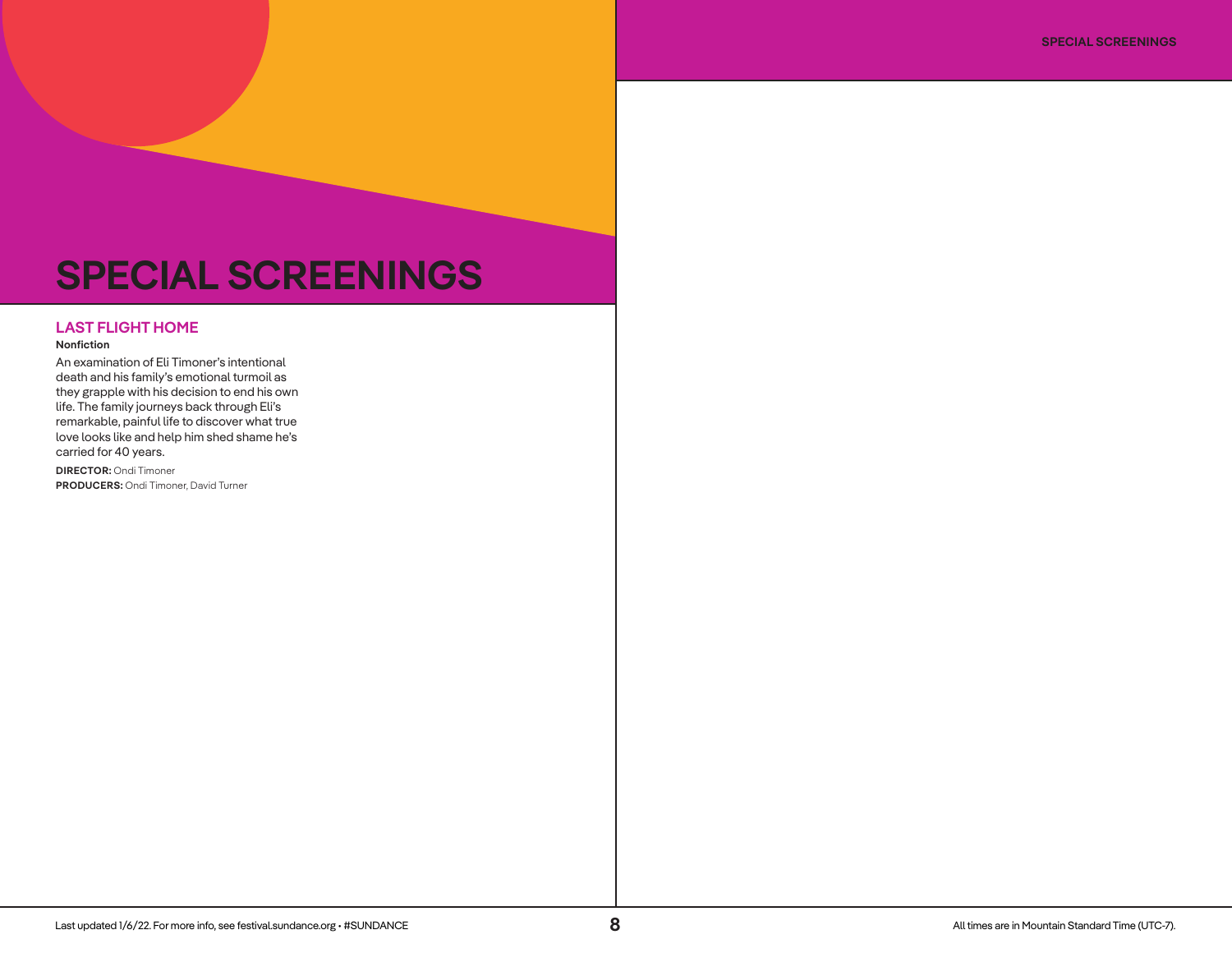# SPECIAL SCREENINGS

## LAST FLIGHT HOME

**Nonfiction**

An examination of Eli Timoner's intentional death and his family's emotional turmoil as they grapple with his decision to end his own life. The family journeys back through Eli's remarkable, painful life to discover what true love looks like and help him shed shame he's carried for 40 years.

**DIRECTOR:** Ondi Timoner
**PRODUCERS:** Ondi Timoner, David Turner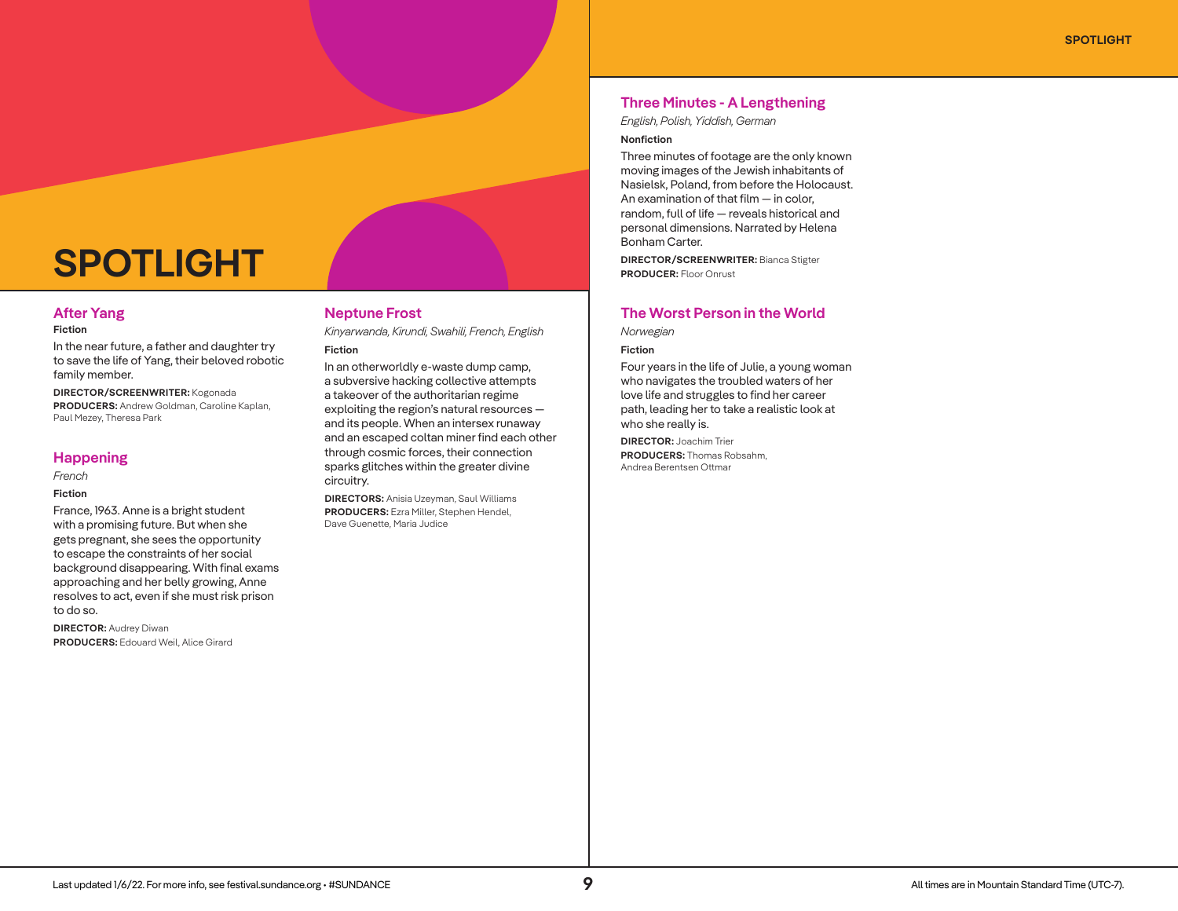# SPOTLIGHT

## After Yang

**Fiction**

In the near future, a father and daughter try to save the life of Yang, their beloved robotic family member.

**DIRECTOR/SCREENWRITER:** Kogonada
**PRODUCERS:** Andrew Goldman, Caroline Kaplan, Paul Mezey, Theresa Park

## Happening

*French*

**Fiction**

France, 1963. Anne is a bright student with a promising future. But when she gets pregnant, she sees the opportunity to escape the constraints of her social background disappearing. With final exams approaching and her belly growing, Anne resolves to act, even if she must risk prison to do so.

**DIRECTOR:** Audrey Diwan
**PRODUCERS:** Edouard Weil, Alice Girard

## Neptune Frost

*Kinyarwanda, Kirundi, Swahili, French, English*

**Fiction**

In an otherworldly e-waste dump camp, a subversive hacking collective attempts a takeover of the authoritarian regime exploiting the region's natural resources — and its people. When an intersex runaway and an escaped coltan miner find each other through cosmic forces, their connection sparks glitches within the greater divine circuitry.

**DIRECTORS:** Anisia Uzeyman, Saul Williams
**PRODUCERS:** Ezra Miller, Stephen Hendel, Dave Guenette, Maria Judice

## Three Minutes - A Lengthening

*English, Polish, Yiddish, German*

**Nonfiction**

Three minutes of footage are the only known moving images of the Jewish inhabitants of Nasielsk, Poland, from before the Holocaust. An examination of that film — in color, random, full of life — reveals historical and personal dimensions. Narrated by Helena Bonham Carter.

**DIRECTOR/SCREENWRITER:** Bianca Stigter
**PRODUCER:** Floor Onrust

## The Worst Person in the World

*Norwegian*

**Fiction**

Four years in the life of Julie, a young woman who navigates the troubled waters of her love life and struggles to find her career path, leading her to take a realistic look at who she really is.

**DIRECTOR:** Joachim Trier
**PRODUCERS:** Thomas Robsahm, Andrea Berentsen Ottmar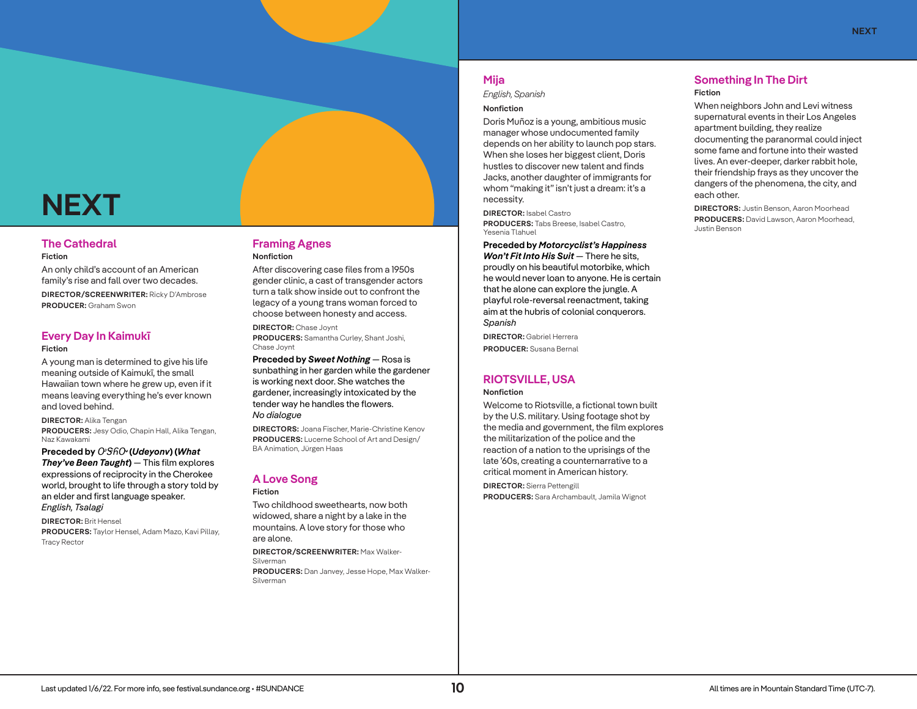# NEXT

## The Cathedral

**Fiction**

An only child's account of an American family's rise and fall over two decades.

**DIRECTOR/SCREENWRITER:** Ricky D'Ambrose
**PRODUCER:** Graham Swon

## Every Day In Kaimukī

**Fiction**

A young man is determined to give his life meaning outside of Kaimukī, the small Hawaiian town where he grew up, even if it means leaving everything he's ever known and loved behind.

**DIRECTOR:** Alika Tengan
**PRODUCERS:** Jesy Odio, Chapin Hall, Alika Tengan, Naz Kawakami

**Preceded by *ᎤᏕᏲᏅ (Udeyonv) (What They've Been Taught)*** — This film explores expressions of reciprocity in the Cherokee world, brought to life through a story told by an elder and first language speaker.
*English, Tsalagi*

**DIRECTOR:** Brit Hensel
**PRODUCERS:** Taylor Hensel, Adam Mazo, Kavi Pillay, Tracy Rector

## Framing Agnes

**Nonfiction**

After discovering case files from a 1950s gender clinic, a cast of transgender actors turn a talk show inside out to confront the legacy of a young trans woman forced to choose between honesty and access.

**DIRECTOR:** Chase Joynt
**PRODUCERS:** Samantha Curley, Shant Joshi, Chase Joynt

**Preceded by *Sweet Nothing*** — Rosa is sunbathing in her garden while the gardener is working next door. She watches the gardener, increasingly intoxicated by the tender way he handles the flowers.
*No dialogue*

**DIRECTORS:** Joana Fischer, Marie-Christine Kenov
**PRODUCERS:** Lucerne School of Art and Design/BA Animation, Jürgen Haas

## A Love Song

**Fiction**

Two childhood sweethearts, now both widowed, share a night by a lake in the mountains. A love story for those who are alone.

**DIRECTOR/SCREENWRITER:** Max Walker-Silverman
**PRODUCERS:** Dan Janvey, Jesse Hope, Max Walker-Silverman

## Mija

*English, Spanish*

**Nonfiction**

Doris Muñoz is a young, ambitious music manager whose undocumented family depends on her ability to launch pop stars. When she loses her biggest client, Doris hustles to discover new talent and finds Jacks, another daughter of immigrants for whom "making it" isn't just a dream: it's a necessity.

**DIRECTOR:** Isabel Castro
**PRODUCERS:** Tabs Breese, Isabel Castro, Yesenia Tlahuel

**Preceded by *Motorcyclist's Happiness Won't Fit Into His Suit*** — There he sits, proudly on his beautiful motorbike, which he would never loan to anyone. He is certain that he alone can explore the jungle. A playful role-reversal reenactment, taking aim at the hubris of colonial conquerors.
*Spanish*

**DIRECTOR:** Gabriel Herrera
**PRODUCER:** Susana Bernal

## RIOTSVILLE, USA

**Nonfiction**

Welcome to Riotsville, a fictional town built by the U.S. military. Using footage shot by the media and government, the film explores the militarization of the police and the reaction of a nation to the uprisings of the late '60s, creating a counternarrative to a critical moment in American history.

**DIRECTOR:** Sierra Pettengill
**PRODUCERS:** Sara Archambault, Jamila Wignot

## Something In The Dirt

**Fiction**

When neighbors John and Levi witness supernatural events in their Los Angeles apartment building, they realize documenting the paranormal could inject some fame and fortune into their wasted lives. An ever-deeper, darker rabbit hole, their friendship frays as they uncover the dangers of the phenomena, the city, and each other.

**DIRECTORS:** Justin Benson, Aaron Moorhead
**PRODUCERS:** David Lawson, Aaron Moorhead, Justin Benson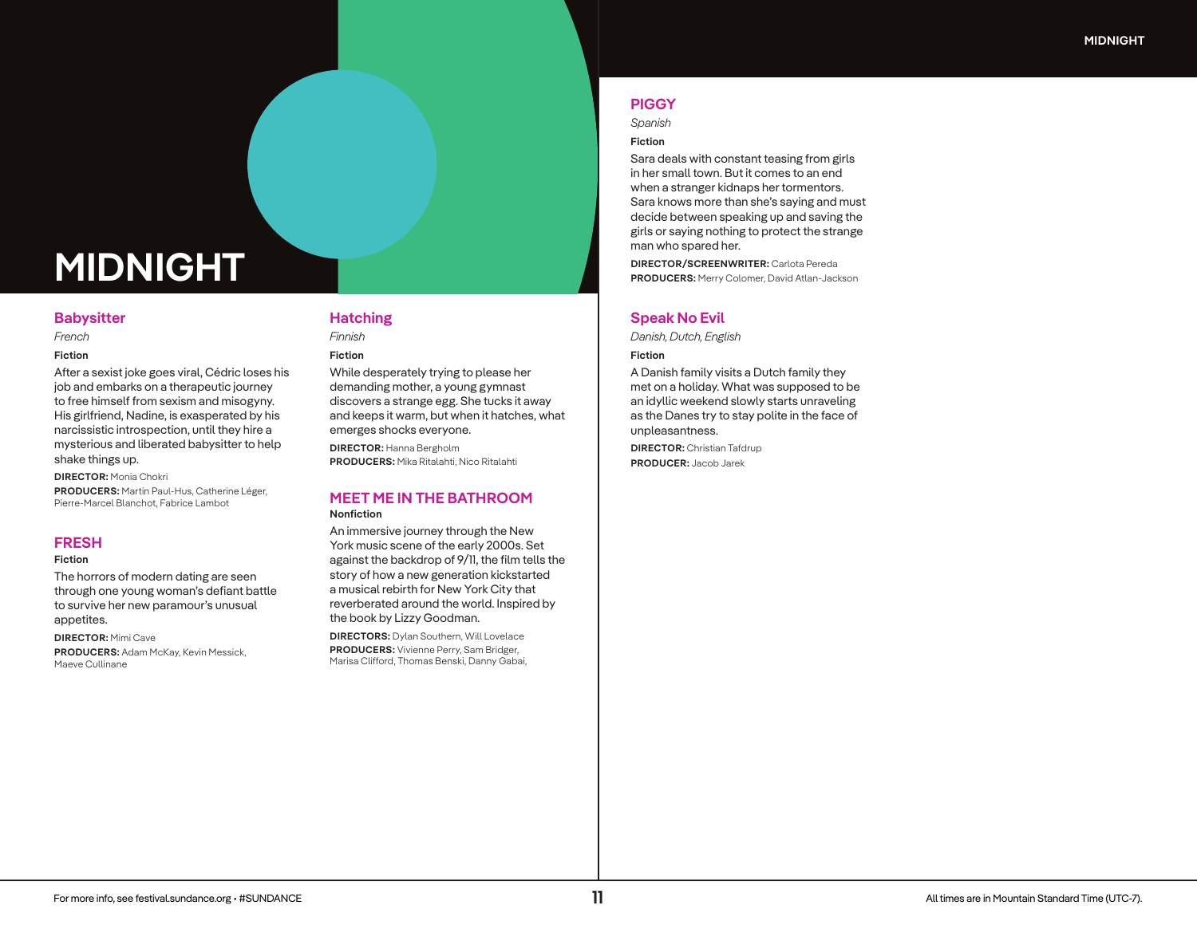# MIDNIGHT

## Babysitter

*French*

**Fiction**

After a sexist joke goes viral, Cédric loses his job and embarks on a therapeutic journey to free himself from sexism and misogyny. His girlfriend, Nadine, is exasperated by his narcissistic introspection, until they hire a mysterious and liberated babysitter to help shake things up.

**DIRECTOR:** Monia Chokri
**PRODUCERS:** Martin Paul-Hus, Catherine Léger, Pierre-Marcel Blanchot, Fabrice Lambot

## FRESH

**Fiction**

The horrors of modern dating are seen through one young woman's defiant battle to survive her new paramour's unusual appetites.

**DIRECTOR:** Mimi Cave
**PRODUCERS:** Adam McKay, Kevin Messick, Maeve Cullinane

## Hatching

*Finnish*

**Fiction**

While desperately trying to please her demanding mother, a young gymnast discovers a strange egg. She tucks it away and keeps it warm, but when it hatches, what emerges shocks everyone.

**DIRECTOR:** Hanna Bergholm
**PRODUCERS:** Mika Ritalahti, Nico Ritalahti

## MEET ME IN THE BATHROOM

**Nonfiction**

An immersive journey through the New York music scene of the early 2000s. Set against the backdrop of 9/11, the film tells the story of how a new generation kickstarted a musical rebirth for New York City that reverberated around the world. Inspired by the book by Lizzy Goodman.

**DIRECTORS:** Dylan Southern, Will Lovelace
**PRODUCERS:** Vivienne Perry, Sam Bridger, Marisa Clifford, Thomas Benski, Danny Gabai,

## PIGGY

*Spanish*

**Fiction**

Sara deals with constant teasing from girls in her small town. But it comes to an end when a stranger kidnaps her tormentors. Sara knows more than she's saying and must decide between speaking up and saving the girls or saying nothing to protect the strange man who spared her.

**DIRECTOR/SCREENWRITER:** Carlota Pereda
**PRODUCERS:** Merry Colomer, David Atlan-Jackson

## Speak No Evil

*Danish, Dutch, English*

**Fiction**

A Danish family visits a Dutch family they met on a holiday. What was supposed to be an idyllic weekend slowly starts unraveling as the Danes try to stay polite in the face of unpleasantness.

**DIRECTOR:** Christian Tafdrup
**PRODUCER:** Jacob Jarek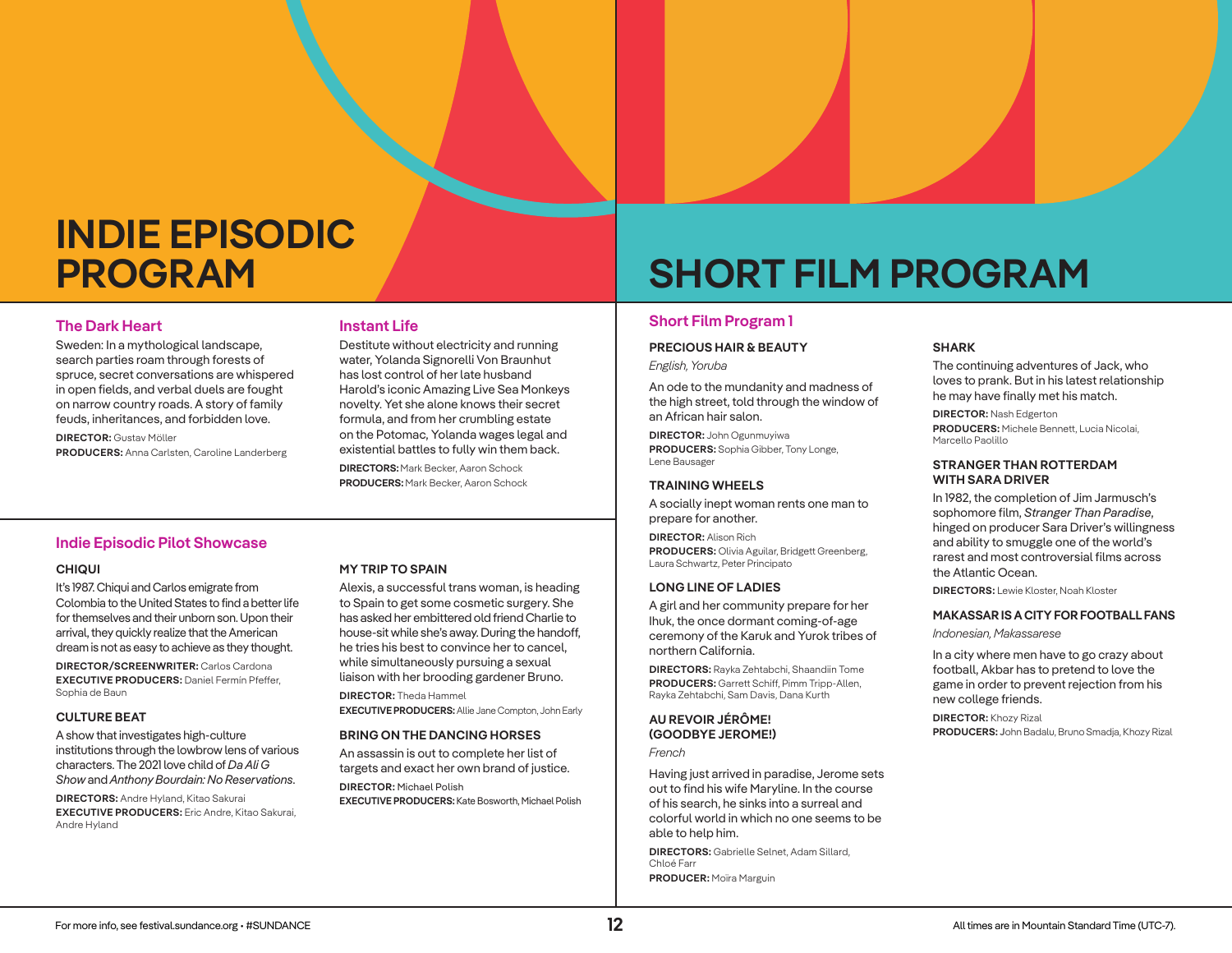# INDIE EPISODIC PROGRAM

## The Dark Heart

Sweden: In a mythological landscape, search parties roam through forests of spruce, secret conversations are whispered in open fields, and verbal duels are fought on narrow country roads. A story of family feuds, inheritances, and forbidden love.

**DIRECTOR:** Gustav Möller
**PRODUCERS:** Anna Carlsten, Caroline Landerberg

## Instant Life

Destitute without electricity and running water, Yolanda Signorelli Von Braunhut has lost control of her late husband Harold's iconic Amazing Live Sea Monkeys novelty. Yet she alone knows their secret formula, and from her crumbling estate on the Potomac, Yolanda wages legal and existential battles to fully win them back.

**DIRECTORS:** Mark Becker, Aaron Schock
**PRODUCERS:** Mark Becker, Aaron Schock

## Indie Episodic Pilot Showcase

### CHIQUI

It's 1987. Chiqui and Carlos emigrate from Colombia to the United States to find a better life for themselves and their unborn son. Upon their arrival, they quickly realize that the American dream is not as easy to achieve as they thought.

**DIRECTOR/SCREENWRITER:** Carlos Cardona
**EXECUTIVE PRODUCERS:** Daniel Fermín Pfeffer, Sophia de Baun

### CULTURE BEAT

A show that investigates high-culture institutions through the lowbrow lens of various characters. The 2021 love child of *Da Ali G Show* and *Anthony Bourdain: No Reservations*.

**DIRECTORS:** Andre Hyland, Kitao Sakurai
**EXECUTIVE PRODUCERS:** Eric Andre, Kitao Sakurai, Andre Hyland

### MY TRIP TO SPAIN

Alexis, a successful trans woman, is heading to Spain to get some cosmetic surgery. She has asked her embittered old friend Charlie to house-sit while she's away. During the handoff, he tries his best to convince her to cancel, while simultaneously pursuing a sexual liaison with her brooding gardener Bruno.

**DIRECTOR:** Theda Hammel
**EXECUTIVE PRODUCERS:** Allie Jane Compton, John Early

### BRING ON THE DANCING HORSES

An assassin is out to complete her list of targets and exact her own brand of justice.

**DIRECTOR:** Michael Polish
**EXECUTIVE PRODUCERS:** Kate Bosworth, Michael Polish

# SHORT FILM PROGRAM

## Short Film Program 1

### PRECIOUS HAIR & BEAUTY

*English, Yoruba*

An ode to the mundanity and madness of the high street, told through the window of an African hair salon.

**DIRECTOR:** John Ogunmuyiwa
**PRODUCERS:** Sophia Gibber, Tony Longe, Lene Bausager

### TRAINING WHEELS

A socially inept woman rents one man to prepare for another.

**DIRECTOR:** Alison Rich
**PRODUCERS:** Olivia Aguilar, Bridgett Greenberg, Laura Schwartz, Peter Principato

### LONG LINE OF LADIES

A girl and her community prepare for her Ihuk, the once dormant coming-of-age ceremony of the Karuk and Yurok tribes of northern California.

**DIRECTORS:** Rayka Zehtabchi, Shaandiin Tome
**PRODUCERS:** Garrett Schiff, Pimm Tripp-Allen, Rayka Zehtabchi, Sam Davis, Dana Kurth

### AU REVOIR JÉRÔME! (GOODBYE JEROME!)

*French*

Having just arrived in paradise, Jerome sets out to find his wife Maryline. In the course of his search, he sinks into a surreal and colorful world in which no one seems to be able to help him.

**DIRECTORS:** Gabrielle Selnet, Adam Sillard, Chloé Farr
**PRODUCER:** Moïra Marguin

### SHARK

The continuing adventures of Jack, who loves to prank. But in his latest relationship he may have finally met his match.

**DIRECTOR:** Nash Edgerton
**PRODUCERS:** Michele Bennett, Lucia Nicolai, Marcello Paolillo

### STRANGER THAN ROTTERDAM WITH SARA DRIVER

In 1982, the completion of Jim Jarmusch's sophomore film, *Stranger Than Paradise*, hinged on producer Sara Driver's willingness and ability to smuggle one of the world's rarest and most controversial films across the Atlantic Ocean.

**DIRECTORS:** Lewie Kloster, Noah Kloster

### MAKASSAR IS A CITY FOR FOOTBALL FANS

*Indonesian, Makassarese*

In a city where men have to go crazy about football, Akbar has to pretend to love the game in order to prevent rejection from his new college friends.

**DIRECTOR:** Khozy Rizal
**PRODUCERS:** John Badalu, Bruno Smadja, Khozy Rizal

For more info, see festival.sundance.org • #SUNDANCE

All times are in Mountain Standard Time (UTC-7).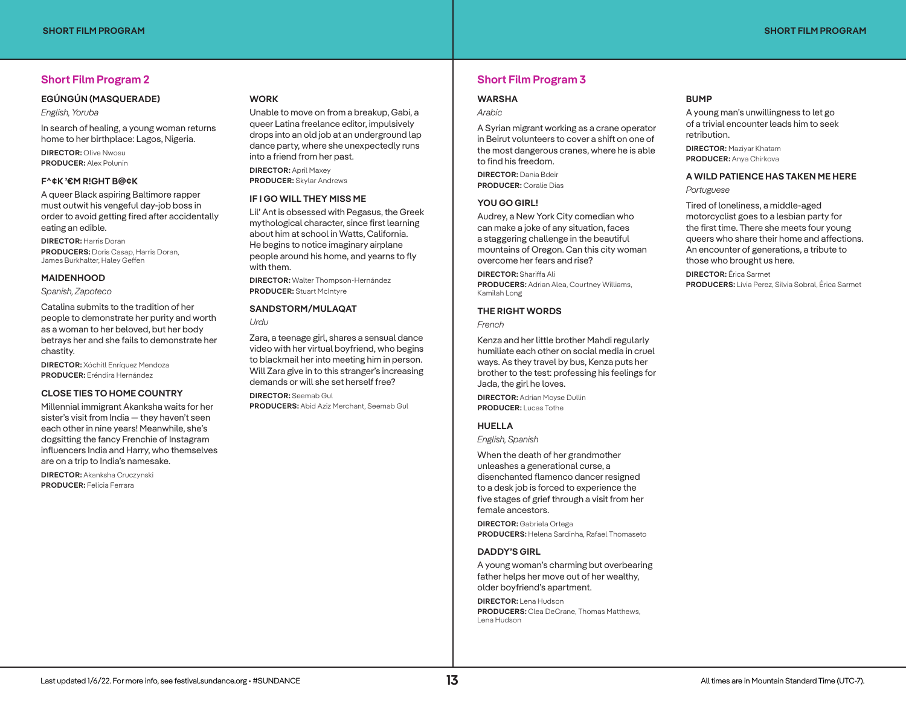## Short Film Program 2

### EGÚNGÚN (MASQUERADE)

*English, Yoruba*

In search of healing, a young woman returns home to her birthplace: Lagos, Nigeria.

**DIRECTOR:** Olive Nwosu
**PRODUCER:** Alex Polunin

### F^¢K '€M R!GHT B@¢K

A queer Black aspiring Baltimore rapper must outwit his vengeful day-job boss in order to avoid getting fired after accidentally eating an edible.

**DIRECTOR:** Harris Doran
**PRODUCERS:** Doris Casap, Harris Doran, James Burkhalter, Haley Geffen

### MAIDENHOOD

*Spanish, Zapoteco*

Catalina submits to the tradition of her people to demonstrate her purity and worth as a woman to her beloved, but her body betrays her and she fails to demonstrate her chastity.

**DIRECTOR:** Xóchitl Enríquez Mendoza
**PRODUCER:** Eréndira Hernández

### CLOSE TIES TO HOME COUNTRY

Millennial immigrant Akanksha waits for her sister's visit from India — they haven't seen each other in nine years! Meanwhile, she's dogsitting the fancy Frenchie of Instagram influencers India and Harry, who themselves are on a trip to India's namesake.

**DIRECTOR:** Akanksha Cruczynski
**PRODUCER:** Felicia Ferrara

### WORK

Unable to move on from a breakup, Gabi, a queer Latina freelance editor, impulsively drops into an old job at an underground lap dance party, where she unexpectedly runs into a friend from her past.

**DIRECTOR:** April Maxey
**PRODUCER:** Skylar Andrews

### IF I GO WILL THEY MISS ME

Lil' Ant is obsessed with Pegasus, the Greek mythological character, since first learning about him at school in Watts, California. He begins to notice imaginary airplane people around his home, and yearns to fly with them.

**DIRECTOR:** Walter Thompson-Hernández
**PRODUCER:** Stuart McIntyre

### SANDSTORM/MULAQAT

*Urdu*

Zara, a teenage girl, shares a sensual dance video with her virtual boyfriend, who begins to blackmail her into meeting him in person. Will Zara give in to this stranger's increasing demands or will she set herself free?

**DIRECTOR:** Seemab Gul
**PRODUCERS:** Abid Aziz Merchant, Seemab Gul

## Short Film Program 3

### WARSHA

*Arabic*

A Syrian migrant working as a crane operator in Beirut volunteers to cover a shift on one of the most dangerous cranes, where he is able to find his freedom.

**DIRECTOR:** Dania Bdeir
**PRODUCER:** Coralie Dias

### YOU GO GIRL!

Audrey, a New York City comedian who can make a joke of any situation, faces a staggering challenge in the beautiful mountains of Oregon. Can this city woman overcome her fears and rise?

**DIRECTOR:** Shariffa Ali
**PRODUCERS:** Adrian Alea, Courtney Williams, Kamilah Long

### THE RIGHT WORDS

*French*

Kenza and her little brother Mahdi regularly humiliate each other on social media in cruel ways. As they travel by bus, Kenza puts her brother to the test: professing his feelings for Jada, the girl he loves.

**DIRECTOR:** Adrian Moyse Dullin
**PRODUCER:** Lucas Tothe

### HUELLA

*English, Spanish*

When the death of her grandmother unleashes a generational curse, a disenchanted flamenco dancer resigned to a desk job is forced to experience the five stages of grief through a visit from her female ancestors.

**DIRECTOR:** Gabriela Ortega
**PRODUCERS:** Helena Sardinha, Rafael Thomaseto

### DADDY'S GIRL

A young woman's charming but overbearing father helps her move out of her wealthy, older boyfriend's apartment.

**DIRECTOR:** Lena Hudson
**PRODUCERS:** Clea DeCrane, Thomas Matthews, Lena Hudson

### BUMP

A young man's unwillingness to let go of a trivial encounter leads him to seek retribution.

**DIRECTOR:** Maziyar Khatam
**PRODUCER:** Anya Chirkova

### A WILD PATIENCE HAS TAKEN ME HERE

*Portuguese*

Tired of loneliness, a middle-aged motorcyclist goes to a lesbian party for the first time. There she meets four young queers who share their home and affections. An encounter of generations, a tribute to those who brought us here.

**DIRECTOR:** Érica Sarmet
**PRODUCERS:** Lívia Perez, Silvia Sobral, Érica Sarmet

Last updated 1/6/22. For more info, see festival.sundance.org • #SUNDANCE

All times are in Mountain Standard Time (UTC-7).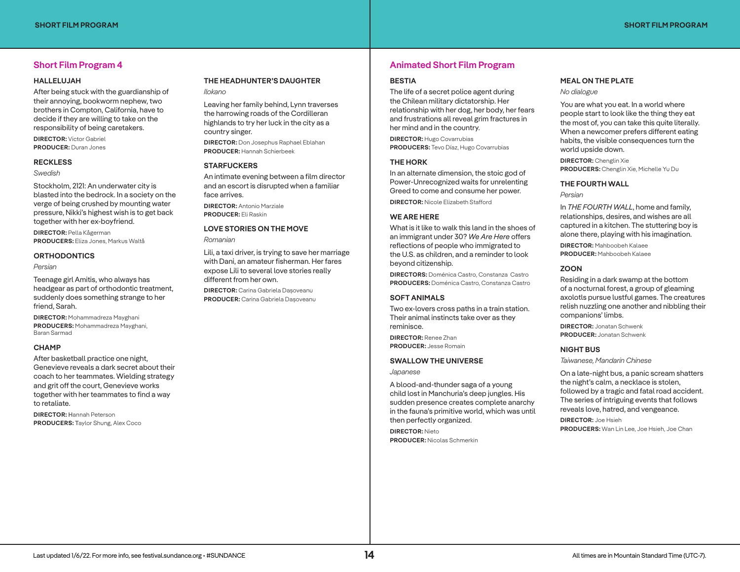## Short Film Program 4

### HALLELUJAH

After being stuck with the guardianship of their annoying, bookworm nephew, two brothers in Compton, California, have to decide if they are willing to take on the responsibility of being caretakers.

**DIRECTOR:** Victor Gabriel
**PRODUCER:** Duran Jones

### RECKLESS

*Swedish*

Stockholm, 2121: An underwater city is blasted into the bedrock. In a society on the verge of being crushed by mounting water pressure, Nikki's highest wish is to get back together with her ex-boyfriend.

**DIRECTOR:** Pella Kågerman
**PRODUCERS:** Eliza Jones, Markus Waltå

### ORTHODONTICS

*Persian*

Teenage girl Amitis, who always has headgear as part of orthodontic treatment, suddenly does something strange to her friend, Sarah.

**DIRECTOR:** Mohammadreza Mayghani
**PRODUCERS:** Mohammadreza Mayghani, Baran Sarmad

### CHAMP

After basketball practice one night, Genevieve reveals a dark secret about their coach to her teammates. Wielding strategy and grit off the court, Genevieve works together with her teammates to find a way to retaliate.

**DIRECTOR:** Hannah Peterson
**PRODUCERS:** Taylor Shung, Alex Coco

### THE HEADHUNTER'S DAUGHTER

*Ilokano*

Leaving her family behind, Lynn traverses the harrowing roads of the Cordilleran highlands to try her luck in the city as a country singer.

**DIRECTOR:** Don Josephus Raphael Eblahan
**PRODUCER:** Hannah Schierbeek

### STARFUCKERS

An intimate evening between a film director and an escort is disrupted when a familiar face arrives.

**DIRECTOR:** Antonio Marziale
**PRODUCER:** Eli Raskin

### LOVE STORIES ON THE MOVE

*Romanian*

Lili, a taxi driver, is trying to save her marriage with Dani, an amateur fisherman. Her fares expose Lili to several love stories really different from her own.

**DIRECTOR:** Carina Gabriela Dașoveanu
**PRODUCER:** Carina Gabriela Dașoveanu

## Animated Short Film Program

### BESTIA

The life of a secret police agent during the Chilean military dictatorship. Her relationship with her dog, her body, her fears and frustrations all reveal grim fractures in her mind and in the country.

**DIRECTOR:** Hugo Covarrubias
**PRODUCERS:** Tevo Díaz, Hugo Covarrubias

### THE HORK

In an alternate dimension, the stoic god of Power-Unrecognized waits for unrelenting Greed to come and consume her power.

**DIRECTOR:** Nicole Elizabeth Stafford

### WE ARE HERE

What is it like to walk this land in the shoes of an immigrant under 30? *We Are Here* offers reflections of people who immigrated to the U.S. as children, and a reminder to look beyond citizenship.

**DIRECTORS:** Doménica Castro, Constanza Castro
**PRODUCERS:** Doménica Castro, Constanza Castro

### SOFT ANIMALS

Two ex-lovers cross paths in a train station. Their animal instincts take over as they reminisce.

**DIRECTOR:** Renee Zhan
**PRODUCER:** Jesse Romain

### SWALLOW THE UNIVERSE

*Japanese*

A blood-and-thunder saga of a young child lost in Manchuria's deep jungles. His sudden presence creates complete anarchy in the fauna's primitive world, which was until then perfectly organized.

**DIRECTOR:** Nieto
**PRODUCER:** Nicolas Schmerkin

### MEAL ON THE PLATE

*No dialogue*

You are what you eat. In a world where people start to look like the thing they eat the most of, you can take this quite literally. When a newcomer prefers different eating habits, the visible consequences turn the world upside down.

**DIRECTOR:** Chenglin Xie
**PRODUCERS:** Chenglin Xie, Michelle Yu Du

### THE FOURTH WALL

*Persian*

In *THE FOURTH WALL*, home and family, relationships, desires, and wishes are all captured in a kitchen. The stuttering boy is alone there, playing with his imagination.

**DIRECTOR:** Mahboobeh Kalaee
**PRODUCER:** Mahboobeh Kalaee

### ZOON

Residing in a dark swamp at the bottom of a nocturnal forest, a group of gleaming axolotls pursue lustful games. The creatures relish nuzzling one another and nibbling their companions' limbs.

**DIRECTOR:** Jonatan Schwenk
**PRODUCER:** Jonatan Schwenk

### NIGHT BUS

*Taiwanese, Mandarin Chinese*

On a late-night bus, a panic scream shatters the night's calm, a necklace is stolen, followed by a tragic and fatal road accident. The series of intriguing events that follows reveals love, hatred, and vengeance.

**DIRECTOR:** Joe Hsieh
**PRODUCERS:** Wan Lin Lee, Joe Hsieh, Joe Chan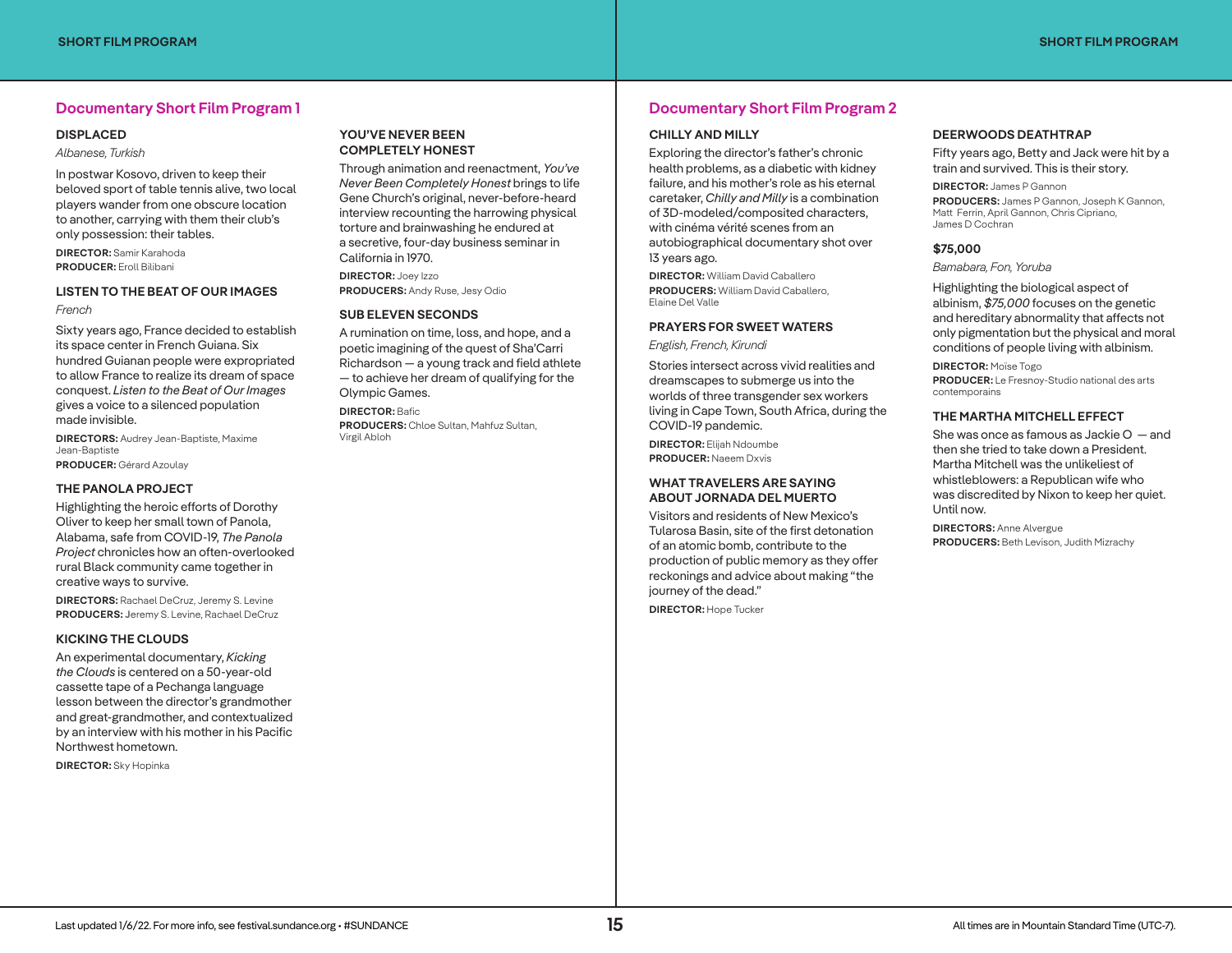## Documentary Short Film Program 1

### DISPLACED

*Albanese, Turkish*

In postwar Kosovo, driven to keep their beloved sport of table tennis alive, two local players wander from one obscure location to another, carrying with them their club's only possession: their tables.

**DIRECTOR:** Samir Karahoda
**PRODUCER:** Eroll Bilibani

### LISTEN TO THE BEAT OF OUR IMAGES

*French*

Sixty years ago, France decided to establish its space center in French Guiana. Six hundred Guianan people were expropriated to allow France to realize its dream of space conquest. *Listen to the Beat of Our Images* gives a voice to a silenced population made invisible.

**DIRECTORS:** Audrey Jean-Baptiste, Maxime Jean-Baptiste
**PRODUCER:** Gérard Azoulay

### THE PANOLA PROJECT

Highlighting the heroic efforts of Dorothy Oliver to keep her small town of Panola, Alabama, safe from COVID-19, *The Panola Project* chronicles how an often-overlooked rural Black community came together in creative ways to survive.

**DIRECTORS:** Rachael DeCruz, Jeremy S. Levine
**PRODUCERS:** Jeremy S. Levine, Rachael DeCruz

### KICKING THE CLOUDS

An experimental documentary, *Kicking the Clouds* is centered on a 50-year-old cassette tape of a Pechanga language lesson between the director's grandmother and great-grandmother, and contextualized by an interview with his mother in his Pacific Northwest hometown.

**DIRECTOR:** Sky Hopinka

### YOU'VE NEVER BEEN COMPLETELY HONEST

Through animation and reenactment, *You've Never Been Completely Honest* brings to life Gene Church's original, never-before-heard interview recounting the harrowing physical torture and brainwashing he endured at a secretive, four-day business seminar in California in 1970.

**DIRECTOR:** Joey Izzo
**PRODUCERS:** Andy Ruse, Jesy Odio

### SUB ELEVEN SECONDS

A rumination on time, loss, and hope, and a poetic imagining of the quest of Sha'Carri Richardson — a young track and field athlete — to achieve her dream of qualifying for the Olympic Games.

**DIRECTOR:** Bafic
**PRODUCERS:** Chloe Sultan, Mahfuz Sultan, Virgil Abloh

## Documentary Short Film Program 2

### CHILLY AND MILLY

Exploring the director's father's chronic health problems, as a diabetic with kidney failure, and his mother's role as his eternal caretaker, *Chilly and Milly* is a combination of 3D-modeled/composited characters, with cinéma vérité scenes from an autobiographical documentary shot over 13 years ago.

**DIRECTOR:** William David Caballero
**PRODUCERS:** William David Caballero, Elaine Del Valle

### PRAYERS FOR SWEET WATERS

*English, French, Kirundi*

Stories intersect across vivid realities and dreamscapes to submerge us into the worlds of three transgender sex workers living in Cape Town, South Africa, during the COVID-19 pandemic.

**DIRECTOR:** Elijah Ndoumbe
**PRODUCER:** Naeem Dxvis

### WHAT TRAVELERS ARE SAYING ABOUT JORNADA DEL MUERTO

Visitors and residents of New Mexico's Tularosa Basin, site of the first detonation of an atomic bomb, contribute to the production of public memory as they offer reckonings and advice about making "the journey of the dead."

**DIRECTOR:** Hope Tucker

### DEERWOODS DEATHTRAP

Fifty years ago, Betty and Jack were hit by a train and survived. This is their story.

**DIRECTOR:** James P Gannon
**PRODUCERS:** James P Gannon, Joseph K Gannon, Matt Ferrin, April Gannon, Chris Cipriano, James D Cochran

### $75,000

*Bamabara, Fon, Yoruba*

Highlighting the biological aspect of albinism, *$75,000* focuses on the genetic and hereditary abnormality that affects not only pigmentation but the physical and moral conditions of people living with albinism.

**DIRECTOR:** Moïse Togo
**PRODUCER:** Le Fresnoy-Studio national des arts contemporains

### THE MARTHA MITCHELL EFFECT

She was once as famous as Jackie O — and then she tried to take down a President. Martha Mitchell was the unlikeliest of whistleblowers: a Republican wife who was discredited by Nixon to keep her quiet. Until now.

**DIRECTORS:** Anne Alvergue
**PRODUCERS:** Beth Levison, Judith Mizrachy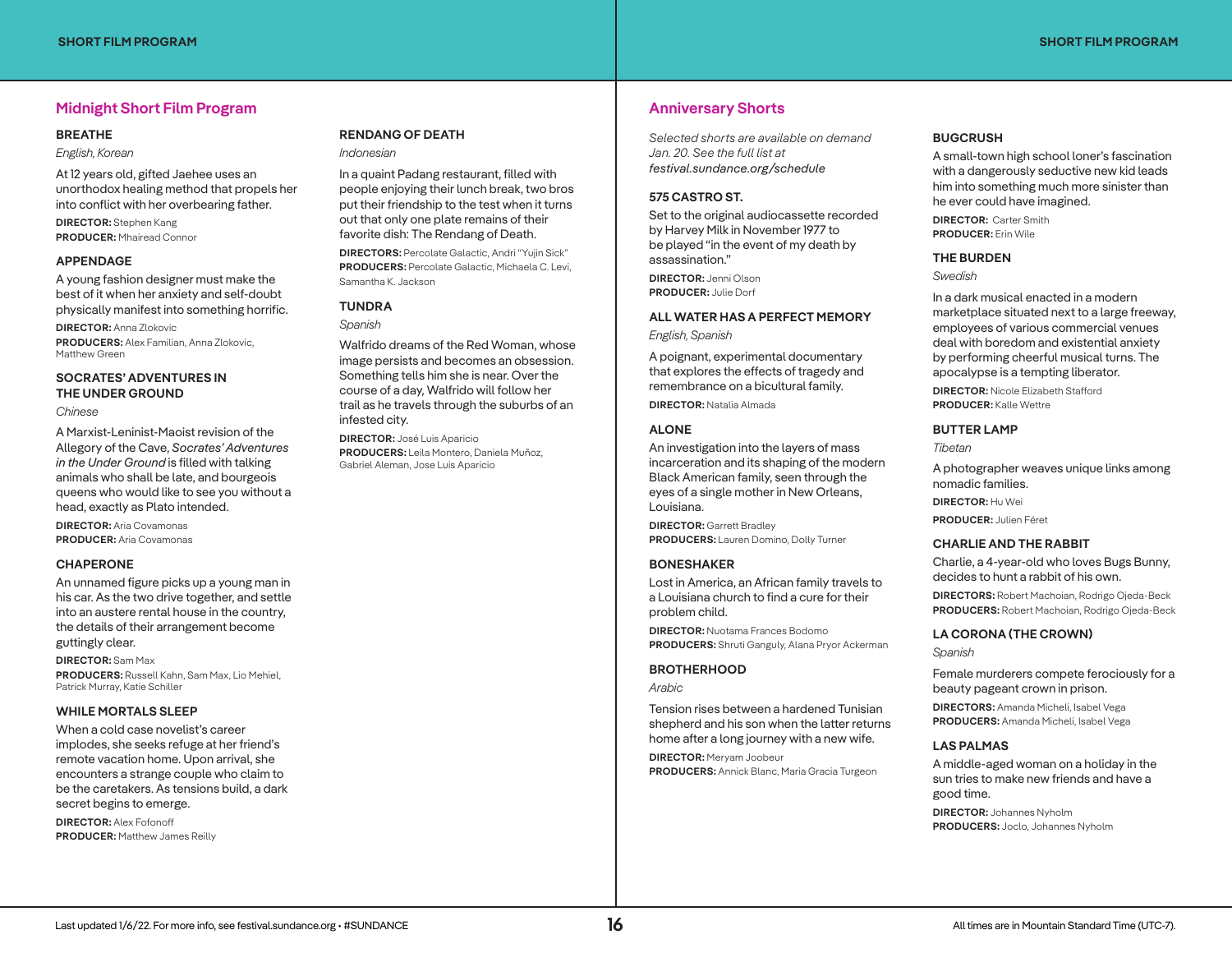## Midnight Short Film Program

### BREATHE

*English, Korean*

At 12 years old, gifted Jaehee uses an unorthodox healing method that propels her into conflict with her overbearing father.

**DIRECTOR:** Stephen Kang
**PRODUCER:** Mhairead Connor

### APPENDAGE

A young fashion designer must make the best of it when her anxiety and self-doubt physically manifest into something horrific.

**DIRECTOR:** Anna Zlokovic
**PRODUCERS:** Alex Familian, Anna Zlokovic, Matthew Green

### SOCRATES' ADVENTURES IN THE UNDER GROUND

*Chinese*

A Marxist-Leninist-Maoist revision of the Allegory of the Cave, *Socrates' Adventures in the Under Ground* is filled with talking animals who shall be late, and bourgeois queens who would like to see you without a head, exactly as Plato intended.

**DIRECTOR:** Aria Covamonas
**PRODUCER:** Aria Covamonas

### CHAPERONE

An unnamed figure picks up a young man in his car. As the two drive together, and settle into an austere rental house in the country, the details of their arrangement become guttingly clear.

**DIRECTOR:** Sam Max
**PRODUCERS:** Russell Kahn, Sam Max, Lio Mehiel, Patrick Murray, Katie Schiller

### WHILE MORTALS SLEEP

When a cold case novelist's career implodes, she seeks refuge at her friend's remote vacation home. Upon arrival, she encounters a strange couple who claim to be the caretakers. As tensions build, a dark secret begins to emerge.

**DIRECTOR:** Alex Fofonoff
**PRODUCER:** Matthew James Reilly

### RENDANG OF DEATH

*Indonesian*

In a quaint Padang restaurant, filled with people enjoying their lunch break, two bros put their friendship to the test when it turns out that only one plate remains of their favorite dish: The Rendang of Death.

**DIRECTORS:** Percolate Galactic, Andri "Yujin Sick"
**PRODUCERS:** Percolate Galactic, Michaela C. Levi, Samantha K. Jackson

### TUNDRA

*Spanish*

Walfrido dreams of the Red Woman, whose image persists and becomes an obsession. Something tells him she is near. Over the course of a day, Walfrido will follow her trail as he travels through the suburbs of an infested city.

**DIRECTOR:** José Luis Aparicio
**PRODUCERS:** Leila Montero, Daniela Muñoz, Gabriel Aleman, Jose Luis Aparicio

## Anniversary Shorts

*Selected shorts are available on demand Jan. 20. See the full list at festival.sundance.org/schedule*

### 575 CASTRO ST.

Set to the original audiocassette recorded by Harvey Milk in November 1977 to be played "in the event of my death by assassination."

**DIRECTOR:** Jenni Olson
**PRODUCER:** Julie Dorf

### ALL WATER HAS A PERFECT MEMORY

*English, Spanish*

A poignant, experimental documentary that explores the effects of tragedy and remembrance on a bicultural family.

**DIRECTOR:** Natalia Almada

### ALONE

An investigation into the layers of mass incarceration and its shaping of the modern Black American family, seen through the eyes of a single mother in New Orleans, Louisiana.

**DIRECTOR:** Garrett Bradley
**PRODUCERS:** Lauren Domino, Dolly Turner

### BONESHAKER

Lost in America, an African family travels to a Louisiana church to find a cure for their problem child.

**DIRECTOR:** Nuotama Frances Bodomo
**PRODUCERS:** Shruti Ganguly, Alana Pryor Ackerman

### BROTHERHOOD

*Arabic*

Tension rises between a hardened Tunisian shepherd and his son when the latter returns home after a long journey with a new wife.

**DIRECTOR:** Meryam Joobeur
**PRODUCERS:** Annick Blanc, Maria Gracia Turgeon

### BUGCRUSH

A small-town high school loner's fascination with a dangerously seductive new kid leads him into something much more sinister than he ever could have imagined.

**DIRECTOR:** Carter Smith
**PRODUCER:** Erin Wile

### THE BURDEN

*Swedish*

In a dark musical enacted in a modern marketplace situated next to a large freeway, employees of various commercial venues deal with boredom and existential anxiety by performing cheerful musical turns. The apocalypse is a tempting liberator.

**DIRECTOR:** Nicole Elizabeth Stafford
**PRODUCER:** Kalle Wettre

### BUTTER LAMP

*Tibetan*

A photographer weaves unique links among nomadic families.

**DIRECTOR:** Hu Wei
**PRODUCER:** Julien Féret

### CHARLIE AND THE RABBIT

Charlie, a 4-year-old who loves Bugs Bunny, decides to hunt a rabbit of his own.

**DIRECTORS:** Robert Machoian, Rodrigo Ojeda-Beck
**PRODUCERS:** Robert Machoian, Rodrigo Ojeda-Beck

### LA CORONA (THE CROWN)

*Spanish*

Female murderers compete ferociously for a beauty pageant crown in prison.

**DIRECTORS:** Amanda Micheli, Isabel Vega
**PRODUCERS:** Amanda Micheli, Isabel Vega

### LAS PALMAS

A middle-aged woman on a holiday in the sun tries to make new friends and have a good time.

**DIRECTOR:** Johannes Nyholm
**PRODUCERS:** Joclo, Johannes Nyholm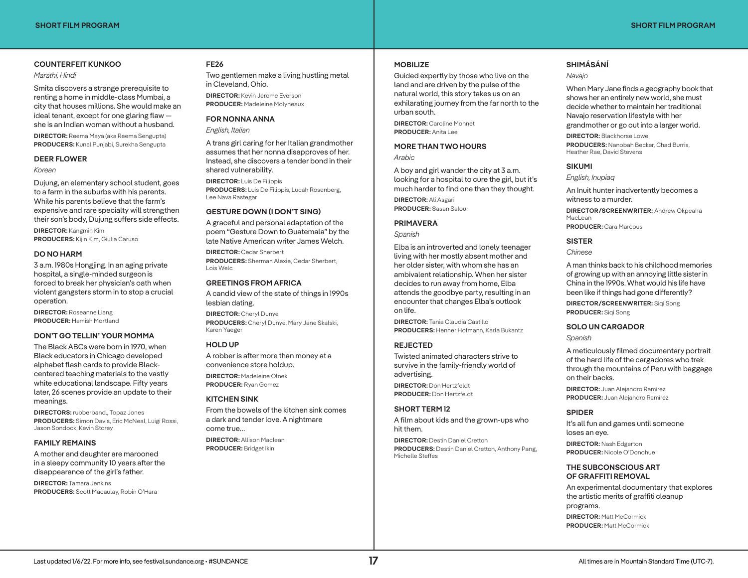## SHORT FILM PROGRAM

### COUNTERFEIT KUNKOO

*Marathi, Hindi*

Smita discovers a strange prerequisite to renting a home in middle-class Mumbai, a city that houses millions. She would make an ideal tenant, except for one glaring flaw — she is an Indian woman without a husband.

**DIRECTOR:** Reema Maya (aka Reema Sengupta)
**PRODUCERS:** Kunal Punjabi, Surekha Sengupta

### DEER FLOWER

*Korean*

Dujung, an elementary school student, goes to a farm in the suburbs with his parents. While his parents believe that the farm's expensive and rare specialty will strengthen their son's body, Dujung suffers side effects.

**DIRECTOR:** Kangmin Kim
**PRODUCERS:** Kijin Kim, Giulia Caruso

### DO NO HARM

3 a.m. 1980s Hongjing. In an aging private hospital, a single-minded surgeon is forced to break her physician's oath when violent gangsters storm in to stop a crucial operation.

**DIRECTOR:** Roseanne Liang
**PRODUCER:** Hamish Mortland

### DON'T GO TELLIN' YOUR MOMMA

The Black ABCs were born in 1970, when Black educators in Chicago developed alphabet flash cards to provide Black-centered teaching materials to the vastly white educational landscape. Fifty years later, 26 scenes provide an update to their meanings.

**DIRECTORS:** rubberband., Topaz Jones
**PRODUCERS:** Simon Davis, Eric McNeal, Luigi Rossi, Jason Sondock, Kevin Storey

### FAMILY REMAINS

A mother and daughter are marooned in a sleepy community 10 years after the disappearance of the girl's father.

**DIRECTOR:** Tamara Jenkins
**PRODUCERS:** Scott Macaulay, Robin O'Hara

### FE26

Two gentlemen make a living hustling metal in Cleveland, Ohio.

**DIRECTOR:** Kevin Jerome Everson
**PRODUCER:** Madeleine Molyneaux

### FOR NONNA ANNA

*English, Italian*

A trans girl caring for her Italian grandmother assumes that her nonna disapproves of her. Instead, she discovers a tender bond in their shared vulnerability.

**DIRECTOR:** Luis De Filippis
**PRODUCERS:** Luis De Filippis, Lucah Rosenberg, Lee Nava Rastegar

### GESTURE DOWN (I DON'T SING)

A graceful and personal adaptation of the poem "Gesture Down to Guatemala" by the late Native American writer James Welch.

**DIRECTOR:** Cedar Sherbert
**PRODUCERS:** Sherman Alexie, Cedar Sherbert, Lois Welc

### GREETINGS FROM AFRICA

A candid view of the state of things in 1990s lesbian dating.

**DIRECTOR:** Cheryl Dunye
**PRODUCERS:** Cheryl Dunye, Mary Jane Skalski, Karen Yaeger

### HOLD UP

A robber is after more than money at a convenience store holdup.

**DIRECTOR:** Madeleine Olnek
**PRODUCER:** Ryan Gomez

### KITCHEN SINK

From the bowels of the kitchen sink comes a dark and tender love. A nightmare come true...

**DIRECTOR:** Allison Maclean
**PRODUCER:** Bridget Ikin

### MOBILIZE

Guided expertly by those who live on the land and are driven by the pulse of the natural world, this story takes us on an exhilarating journey from the far north to the urban south.

**DIRECTOR:** Caroline Monnet
**PRODUCER:** Anita Lee

### MORE THAN TWO HOURS

*Arabic*

A boy and girl wander the city at 3 a.m. looking for a hospital to cure the girl, but it's much harder to find one than they thought.

**DIRECTOR:** Ali Asgari
**PRODUCER:** Sasan Salour

### PRIMAVERA

*Spanish*

Elba is an introverted and lonely teenager living with her mostly absent mother and her older sister, with whom she has an ambivalent relationship. When her sister decides to run away from home, Elba attends the goodbye party, resulting in an encounter that changes Elba's outlook on life.

**DIRECTOR:** Tania Claudia Castillo
**PRODUCERS:** Henner Hofmann, Karla Bukantz

### REJECTED

Twisted animated characters strive to survive in the family-friendly world of advertising.

**DIRECTOR:** Don Hertzfeldt
**PRODUCER:** Don Hertzfeldt

### SHORT TERM 12

A film about kids and the grown-ups who hit them.

**DIRECTOR:** Destin Daniel Cretton
**PRODUCERS:** Destin Daniel Cretton, Anthony Pang, Michelle Steffes

### SHIMÁSÁNÍ

*Navajo*

When Mary Jane finds a geography book that shows her an entirely new world, she must decide whether to maintain her traditional Navajo reservation lifestyle with her grandmother or go out into a larger world.

**DIRECTOR:** Blackhorse Lowe
**PRODUCERS:** Nanobah Becker, Chad Burris, Heather Rae, David Stevens

### SIKUMI

*English, Inupiaq*

An Inuit hunter inadvertently becomes a witness to a murder.

**DIRECTOR/SCREENWRITER:** Andrew Okpeaha MacLean
**PRODUCER:** Cara Marcous

### SISTER

*Chinese*

A man thinks back to his childhood memories of growing up with an annoying little sister in China in the 1990s. What would his life have been like if things had gone differently?

**DIRECTOR/SCREENWRITER:** Siqi Song
**PRODUCER:** Siqi Song

### SOLO UN CARGADOR

*Spanish*

A meticulously filmed documentary portrait of the hard life of the cargadores who trek through the mountains of Peru with baggage on their backs.

**DIRECTOR:** Juan Alejandro Ramírez
**PRODUCER:** Juan Alejandro Ramírez

### SPIDER

It's all fun and games until someone loses an eye.

**DIRECTOR:** Nash Edgerton
**PRODUCER:** Nicole O'Donohue

### THE SUBCONSCIOUS ART OF GRAFFITI REMOVAL

An experimental documentary that explores the artistic merits of graffiti cleanup programs.

**DIRECTOR:** Matt McCormick
**PRODUCER:** Matt McCormick

Last updated 1/6/22. For more info, see festival.sundance.org • #SUNDANCE

All times are in Mountain Standard Time (UTC-7).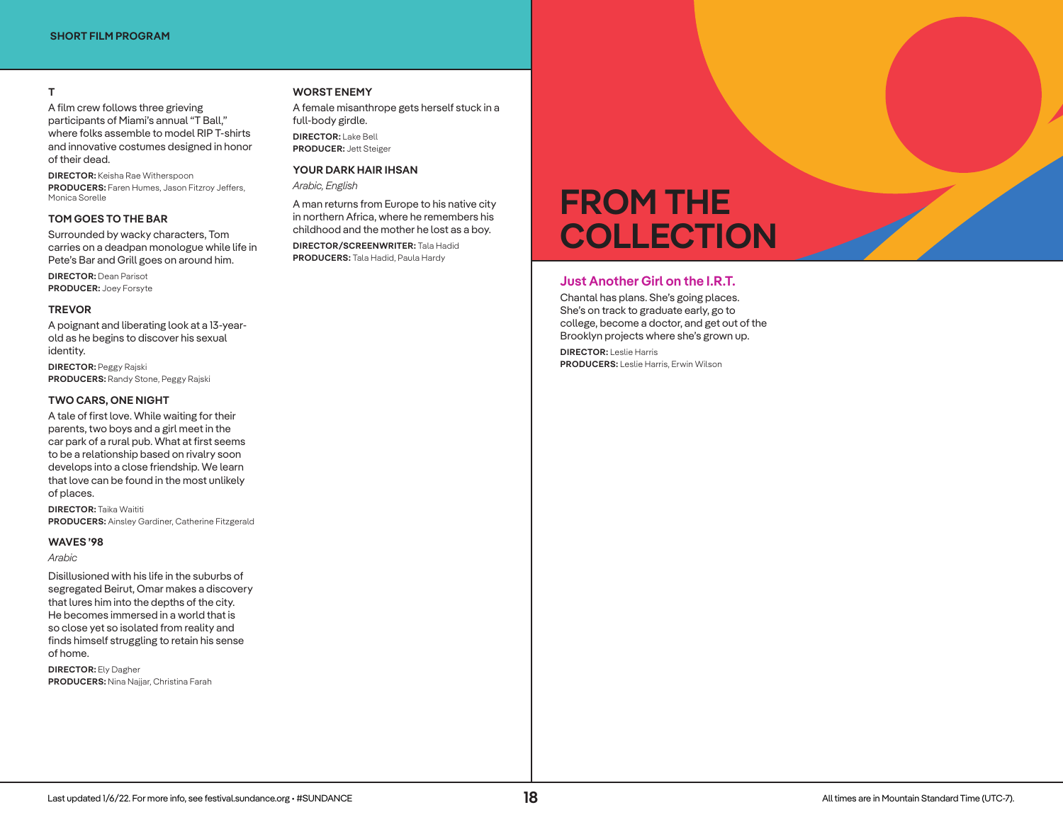## SHORT FILM PROGRAM

### T

A film crew follows three grieving participants of Miami's annual "T Ball," where folks assemble to model RIP T-shirts and innovative costumes designed in honor of their dead.

**DIRECTOR:** Keisha Rae Witherspoon
**PRODUCERS:** Faren Humes, Jason Fitzroy Jeffers, Monica Sorelle

### TOM GOES TO THE BAR

Surrounded by wacky characters, Tom carries on a deadpan monologue while life in Pete's Bar and Grill goes on around him.

**DIRECTOR:** Dean Parisot
**PRODUCER:** Joey Forsyte

### TREVOR

A poignant and liberating look at a 13-year-old as he begins to discover his sexual identity.

**DIRECTOR:** Peggy Rajski
**PRODUCERS:** Randy Stone, Peggy Rajski

### TWO CARS, ONE NIGHT

A tale of first love. While waiting for their parents, two boys and a girl meet in the car park of a rural pub. What at first seems to be a relationship based on rivalry soon develops into a close friendship. We learn that love can be found in the most unlikely of places.

**DIRECTOR:** Taika Waititi
**PRODUCERS:** Ainsley Gardiner, Catherine Fitzgerald

### WAVES '98

*Arabic*

Disillusioned with his life in the suburbs of segregated Beirut, Omar makes a discovery that lures him into the depths of the city. He becomes immersed in a world that is so close yet so isolated from reality and finds himself struggling to retain his sense of home.

**DIRECTOR:** Ely Dagher
**PRODUCERS:** Nina Najjar, Christina Farah

### WORST ENEMY

A female misanthrope gets herself stuck in a full-body girdle.

**DIRECTOR:** Lake Bell
**PRODUCER:** Jett Steiger

### YOUR DARK HAIR IHSAN

*Arabic, English*

A man returns from Europe to his native city in northern Africa, where he remembers his childhood and the mother he lost as a boy.

**DIRECTOR/SCREENWRITER:** Tala Hadid
**PRODUCERS:** Tala Hadid, Paula Hardy

# FROM THE COLLECTION

### Just Another Girl on the I.R.T.

Chantal has plans. She's going places. She's on track to graduate early, go to college, become a doctor, and get out of the Brooklyn projects where she's grown up.

**DIRECTOR:** Leslie Harris
**PRODUCERS:** Leslie Harris, Erwin Wilson

Last updated 1/6/22. For more info, see festival.sundance.org • #SUNDANCE

All times are in Mountain Standard Time (UTC-7).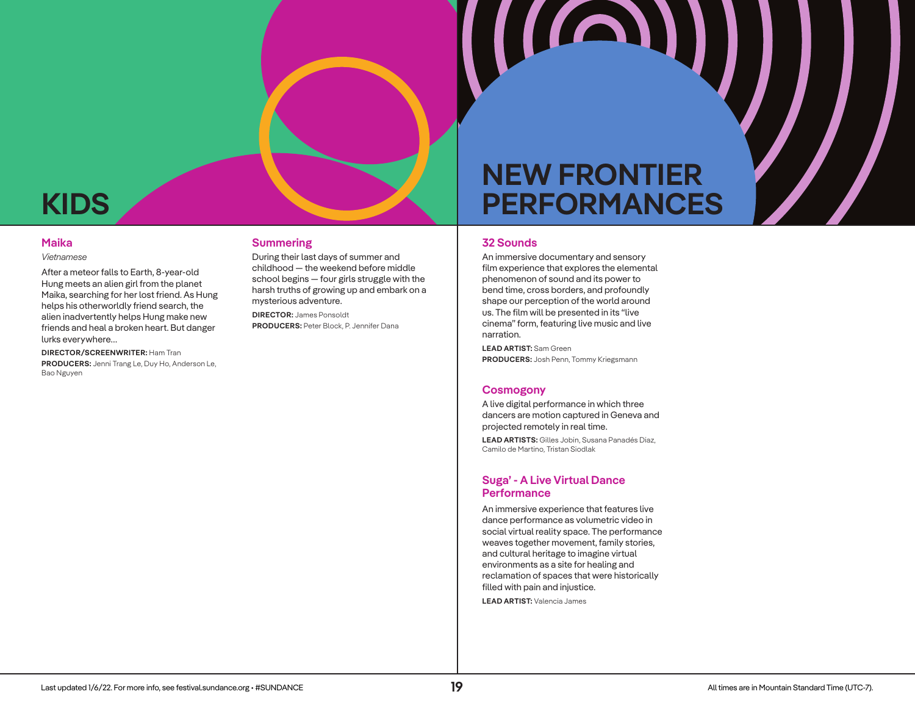# KIDS

## Maika

*Vietnamese*

After a meteor falls to Earth, 8-year-old Hung meets an alien girl from the planet Maika, searching for her lost friend. As Hung helps his otherworldly friend search, the alien inadvertently helps Hung make new friends and heal a broken heart. But danger lurks everywhere…

**DIRECTOR/SCREENWRITER:** Ham Tran
**PRODUCERS:** Jenni Trang Le, Duy Ho, Anderson Le, Bao Nguyen

## Summering

During their last days of summer and childhood — the weekend before middle school begins — four girls struggle with the harsh truths of growing up and embark on a mysterious adventure.

**DIRECTOR:** James Ponsoldt
**PRODUCERS:** Peter Block, P. Jennifer Dana

# NEW FRONTIER PERFORMANCES

## 32 Sounds

An immersive documentary and sensory film experience that explores the elemental phenomenon of sound and its power to bend time, cross borders, and profoundly shape our perception of the world around us. The film will be presented in its "live cinema" form, featuring live music and live narration.

**LEAD ARTIST:** Sam Green
**PRODUCERS:** Josh Penn, Tommy Kriegsmann

## Cosmogony

A live digital performance in which three dancers are motion captured in Geneva and projected remotely in real time.

**LEAD ARTISTS:** Gilles Jobin, Susana Panadés Diaz, Camilo de Martino, Tristan Siodlak

## Suga' - A Live Virtual Dance Performance

An immersive experience that features live dance performance as volumetric video in social virtual reality space. The performance weaves together movement, family stories, and cultural heritage to imagine virtual environments as a site for healing and reclamation of spaces that were historically filled with pain and injustice.

**LEAD ARTIST:** Valencia James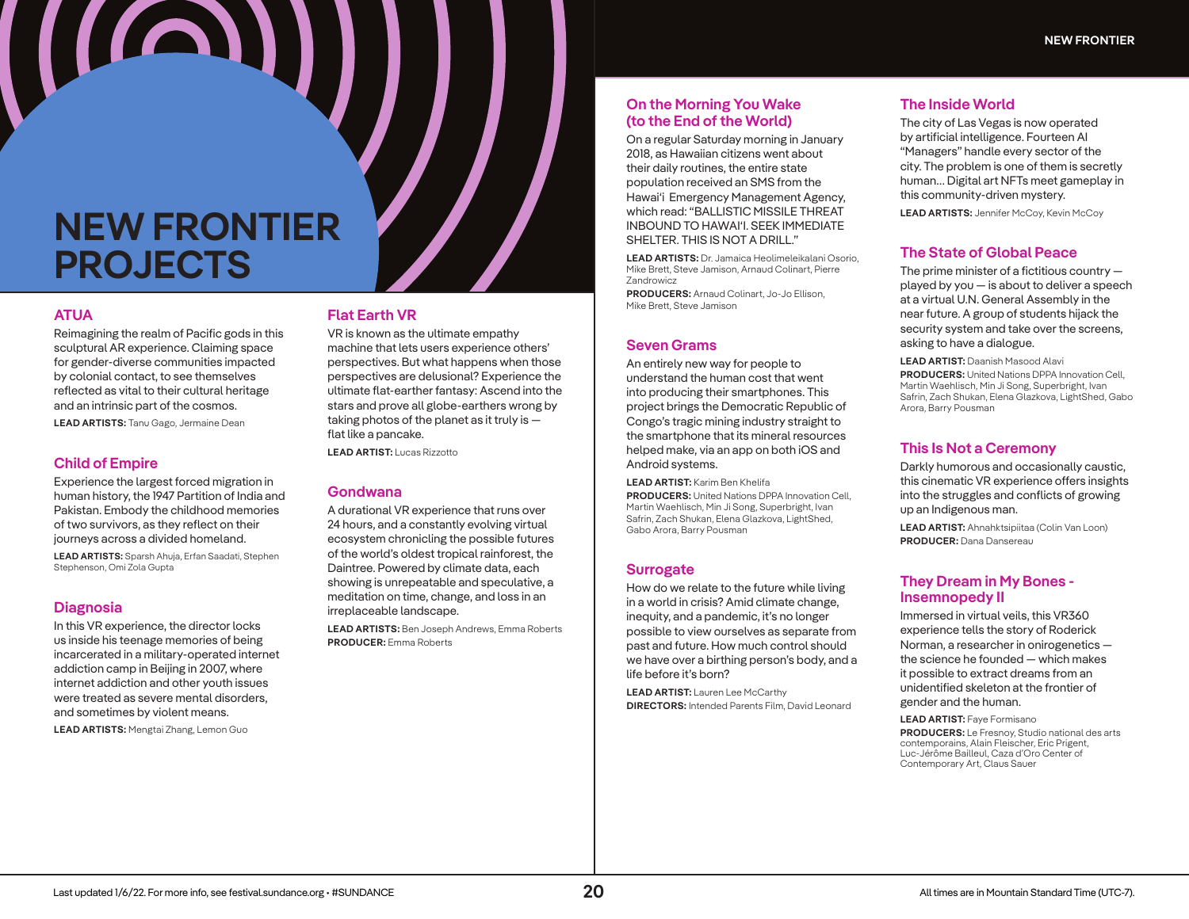# NEW FRONTIER PROJECTS

## ATUA

Reimagining the realm of Pacific gods in this sculptural AR experience. Claiming space for gender-diverse communities impacted by colonial contact, to see themselves reflected as vital to their cultural heritage and an intrinsic part of the cosmos.

**LEAD ARTISTS:** Tanu Gago, Jermaine Dean

## Child of Empire

Experience the largest forced migration in human history, the 1947 Partition of India and Pakistan. Embody the childhood memories of two survivors, as they reflect on their journeys across a divided homeland.

**LEAD ARTISTS:** Sparsh Ahuja, Erfan Saadati, Stephen Stephenson, Omi Zola Gupta

## Diagnosia

In this VR experience, the director locks us inside his teenage memories of being incarcerated in a military-operated internet addiction camp in Beijing in 2007, where internet addiction and other youth issues were treated as severe mental disorders, and sometimes by violent means.

**LEAD ARTISTS:** Mengtai Zhang, Lemon Guo

## Flat Earth VR

VR is known as the ultimate empathy machine that lets users experience others' perspectives. But what happens when those perspectives are delusional? Experience the ultimate flat-earther fantasy: Ascend into the stars and prove all globe-earthers wrong by taking photos of the planet as it truly is — flat like a pancake.

**LEAD ARTIST:** Lucas Rizzotto

## Gondwana

A durational VR experience that runs over 24 hours, and a constantly evolving virtual ecosystem chronicling the possible futures of the world's oldest tropical rainforest, the Daintree. Powered by climate data, each showing is unrepeatable and speculative, a meditation on time, change, and loss in an irreplaceable landscape.

**LEAD ARTISTS:** Ben Joseph Andrews, Emma Roberts
**PRODUCER:** Emma Roberts

## On the Morning You Wake (to the End of the World)

On a regular Saturday morning in January 2018, as Hawaiian citizens went about their daily routines, the entire state population received an SMS from the Hawai'i Emergency Management Agency, which read: "BALLISTIC MISSILE THREAT INBOUND TO HAWAI'I. SEEK IMMEDIATE SHELTER. THIS IS NOT A DRILL."

**LEAD ARTISTS:** Dr. Jamaica Heolimeleikalani Osorio, Mike Brett, Steve Jamison, Arnaud Colinart, Pierre Zandrowicz
**PRODUCERS:** Arnaud Colinart, Jo-Jo Ellison, Mike Brett, Steve Jamison

## Seven Grams

An entirely new way for people to understand the human cost that went into producing their smartphones. This project brings the Democratic Republic of Congo's tragic mining industry straight to the smartphone that its mineral resources helped make, via an app on both iOS and Android systems.

**LEAD ARTIST:** Karim Ben Khelifa
**PRODUCERS:** United Nations DPPA Innovation Cell, Martin Waehlisch, Min Ji Song, Superbright, Ivan Safrin, Zach Shukan, Elena Glazkova, LightShed, Gabo Arora, Barry Pousman

## Surrogate

How do we relate to the future while living in a world in crisis? Amid climate change, inequity, and a pandemic, it's no longer possible to view ourselves as separate from past and future. How much control should we have over a birthing person's body, and a life before it's born?

**LEAD ARTIST:** Lauren Lee McCarthy
**DIRECTORS:** Intended Parents Film, David Leonard

## The Inside World

The city of Las Vegas is now operated by artificial intelligence. Fourteen AI "Managers" handle every sector of the city. The problem is one of them is secretly human… Digital art NFTs meet gameplay in this community-driven mystery.

**LEAD ARTISTS:** Jennifer McCoy, Kevin McCoy

## The State of Global Peace

The prime minister of a fictitious country — played by you — is about to deliver a speech at a virtual U.N. General Assembly in the near future. A group of students hijack the security system and take over the screens, asking to have a dialogue.

**LEAD ARTIST:** Daanish Masood Alavi
**PRODUCERS:** United Nations DPPA Innovation Cell, Martin Waehlisch, Min Ji Song, Superbright, Ivan Safrin, Zach Shukan, Elena Glazkova, LightShed, Gabo Arora, Barry Pousman

## This Is Not a Ceremony

Darkly humorous and occasionally caustic, this cinematic VR experience offers insights into the struggles and conflicts of growing up an Indigenous man.

**LEAD ARTIST:** Ahnahktsipiitaa (Colin Van Loon)
**PRODUCER:** Dana Dansereau

## They Dream in My Bones - Insemnopedy II

Immersed in virtual veils, this VR360 experience tells the story of Roderick Norman, a researcher in onirogenetics — the science he founded — which makes it possible to extract dreams from an unidentified skeleton at the frontier of gender and the human.

**LEAD ARTIST:** Faye Formisano
**PRODUCERS:** Le Fresnoy, Studio national des arts contemporains, Alain Fleischer, Eric Prigent, Luc-Jérôme Bailleul, Caza d'Oro Center of Contemporary Art, Claus Sauer

Last updated 1/6/22. For more info, see festival.sundance.org • #SUNDANCE

All times are in Mountain Standard Time (UTC-7).